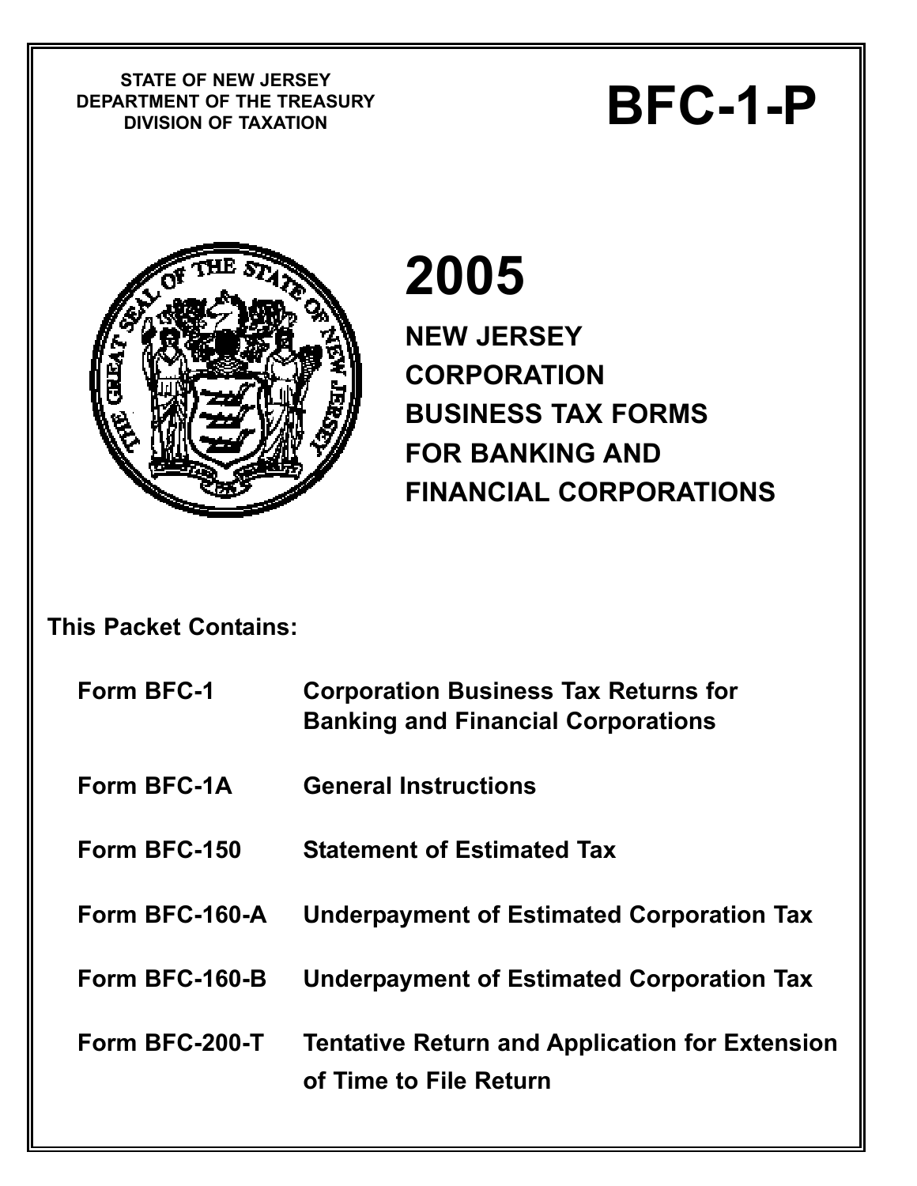STATE OF NEW JERSEY
DEPARTMENT OF THE TREASURY
DIVISION OF TAXATION

# BFC-1-P

# 2005

## NEW JERSEY CORPORATION BUSINESS TAX FORMS FOR BANKING AND FINANCIAL CORPORATIONS

**This Packet Contains:**

| | |
|---|---|
| **Form BFC-1** | **Corporation Business Tax Returns for Banking and Financial Corporations** |
| **Form BFC-1A** | **General Instructions** |
| **Form BFC-150** | **Statement of Estimated Tax** |
| **Form BFC-160-A** | **Underpayment of Estimated Corporation Tax** |
| **Form BFC-160-B** | **Underpayment of Estimated Corporation Tax** |
| **Form BFC-200-T** | **Tentative Return and Application for Extension of Time to File Return** |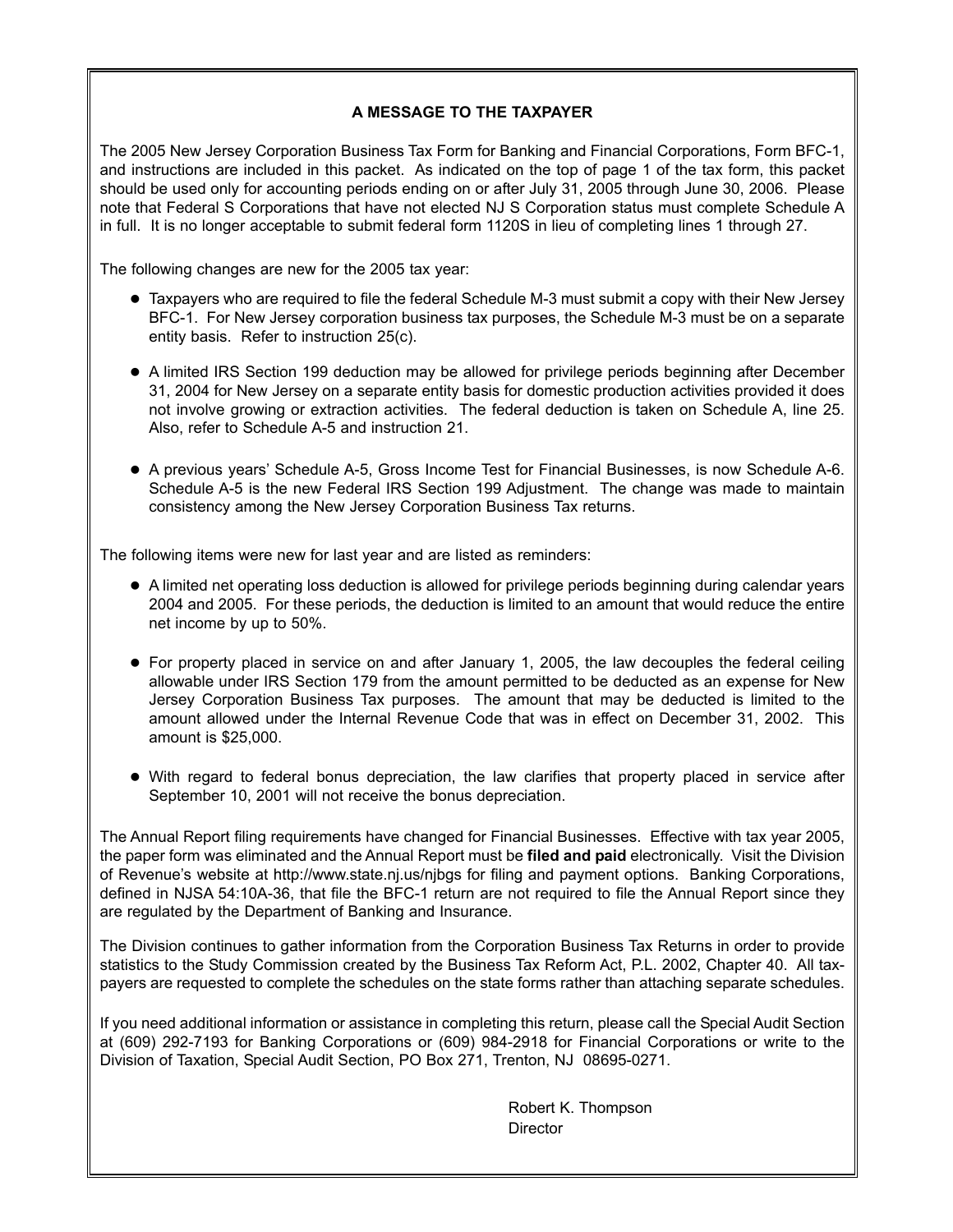## A MESSAGE TO THE TAXPAYER

The 2005 New Jersey Corporation Business Tax Form for Banking and Financial Corporations, Form BFC-1, and instructions are included in this packet. As indicated on the top of page 1 of the tax form, this packet should be used only for accounting periods ending on or after July 31, 2005 through June 30, 2006. Please note that Federal S Corporations that have not elected NJ S Corporation status must complete Schedule A in full. It is no longer acceptable to submit federal form 1120S in lieu of completing lines 1 through 27.

The following changes are new for the 2005 tax year:

- Taxpayers who are required to file the federal Schedule M-3 must submit a copy with their New Jersey BFC-1. For New Jersey corporation business tax purposes, the Schedule M-3 must be on a separate entity basis. Refer to instruction 25(c).
- A limited IRS Section 199 deduction may be allowed for privilege periods beginning after December 31, 2004 for New Jersey on a separate entity basis for domestic production activities provided it does not involve growing or extraction activities. The federal deduction is taken on Schedule A, line 25. Also, refer to Schedule A-5 and instruction 21.
- A previous years' Schedule A-5, Gross Income Test for Financial Businesses, is now Schedule A-6. Schedule A-5 is the new Federal IRS Section 199 Adjustment. The change was made to maintain consistency among the New Jersey Corporation Business Tax returns.

The following items were new for last year and are listed as reminders:

- A limited net operating loss deduction is allowed for privilege periods beginning during calendar years 2004 and 2005. For these periods, the deduction is limited to an amount that would reduce the entire net income by up to 50%.
- For property placed in service on and after January 1, 2005, the law decouples the federal ceiling allowable under IRS Section 179 from the amount permitted to be deducted as an expense for New Jersey Corporation Business Tax purposes. The amount that may be deducted is limited to the amount allowed under the Internal Revenue Code that was in effect on December 31, 2002. This amount is $25,000.
- With regard to federal bonus depreciation, the law clarifies that property placed in service after September 10, 2001 will not receive the bonus depreciation.

The Annual Report filing requirements have changed for Financial Businesses. Effective with tax year 2005, the paper form was eliminated and the Annual Report must be **filed and paid** electronically. Visit the Division of Revenue's website at http://www.state.nj.us/njbgs for filing and payment options. Banking Corporations, defined in NJSA 54:10A-36, that file the BFC-1 return are not required to file the Annual Report since they are regulated by the Department of Banking and Insurance.

The Division continues to gather information from the Corporation Business Tax Returns in order to provide statistics to the Study Commission created by the Business Tax Reform Act, P.L. 2002, Chapter 40. All taxpayers are requested to complete the schedules on the state forms rather than attaching separate schedules.

If you need additional information or assistance in completing this return, please call the Special Audit Section at (609) 292-7193 for Banking Corporations or (609) 984-2918 for Financial Corporations or write to the Division of Taxation, Special Audit Section, PO Box 271, Trenton, NJ 08695-0271.

Robert K. Thompson
Director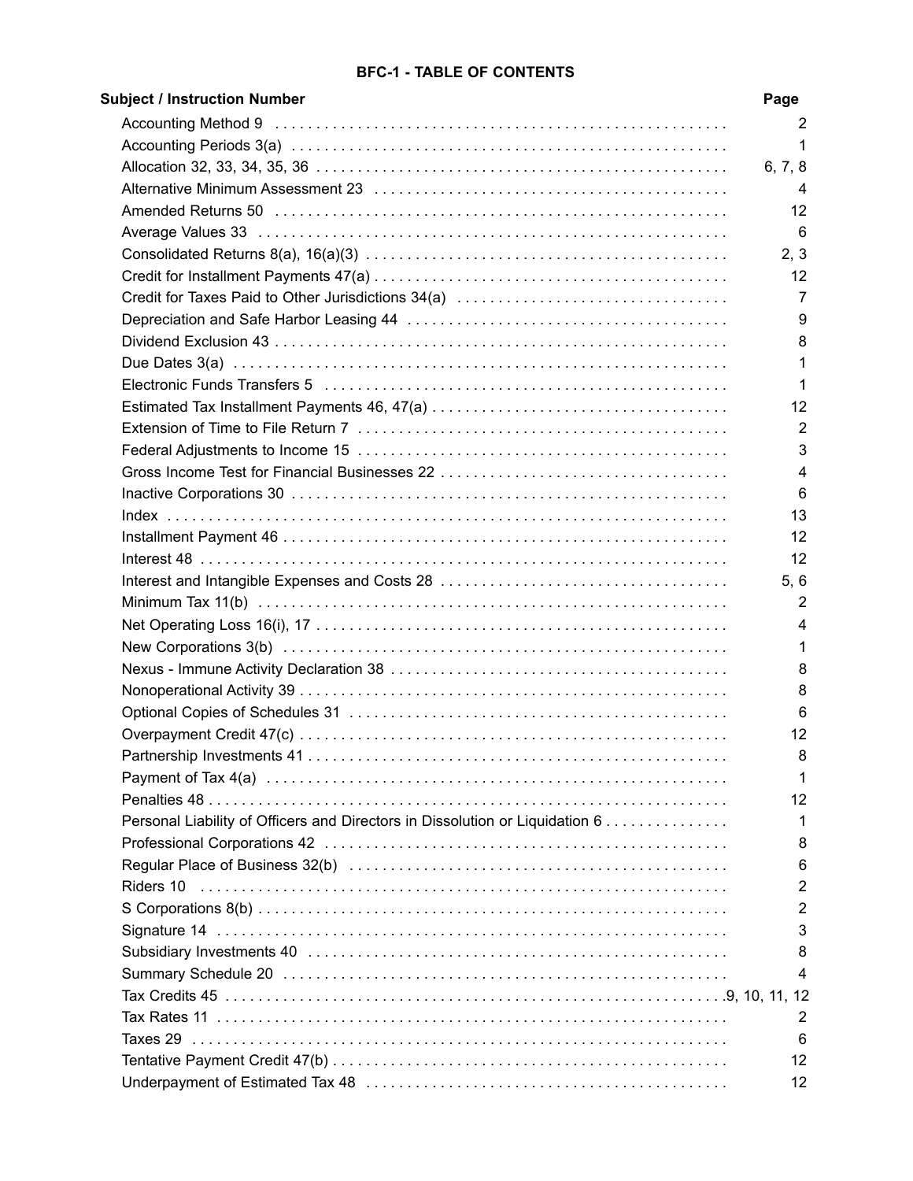## BFC-1 - TABLE OF CONTENTS

| Subject / Instruction Number | Page |
|---|---|
| Accounting Method 9 | 2 |
| Accounting Periods 3(a) | 1 |
| Allocation 32, 33, 34, 35, 36 | 6, 7, 8 |
| Alternative Minimum Assessment 23 | 4 |
| Amended Returns 50 | 12 |
| Average Values 33 | 6 |
| Consolidated Returns 8(a), 16(a)(3) | 2, 3 |
| Credit for Installment Payments 47(a) | 12 |
| Credit for Taxes Paid to Other Jurisdictions 34(a) | 7 |
| Depreciation and Safe Harbor Leasing 44 | 9 |
| Dividend Exclusion 43 | 8 |
| Due Dates 3(a) | 1 |
| Electronic Funds Transfers 5 | 1 |
| Estimated Tax Installment Payments 46, 47(a) | 12 |
| Extension of Time to File Return 7 | 2 |
| Federal Adjustments to Income 15 | 3 |
| Gross Income Test for Financial Businesses 22 | 4 |
| Inactive Corporations 30 | 6 |
| Index | 13 |
| Installment Payment 46 | 12 |
| Interest 48 | 12 |
| Interest and Intangible Expenses and Costs 28 | 5, 6 |
| Minimum Tax 11(b) | 2 |
| Net Operating Loss 16(i), 17 | 4 |
| New Corporations 3(b) | 1 |
| Nexus - Immune Activity Declaration 38 | 8 |
| Nonoperational Activity 39 | 8 |
| Optional Copies of Schedules 31 | 6 |
| Overpayment Credit 47(c) | 12 |
| Partnership Investments 41 | 8 |
| Payment of Tax 4(a) | 1 |
| Penalties 48 | 12 |
| Personal Liability of Officers and Directors in Dissolution or Liquidation 6 | 1 |
| Professional Corporations 42 | 8 |
| Regular Place of Business 32(b) | 6 |
| Riders 10 | 2 |
| S Corporations 8(b) | 2 |
| Signature 14 | 3 |
| Subsidiary Investments 40 | 8 |
| Summary Schedule 20 | 4 |
| Tax Credits 45 | 9, 10, 11, 12 |
| Tax Rates 11 | 2 |
| Taxes 29 | 6 |
| Tentative Payment Credit 47(b) | 12 |
| Underpayment of Estimated Tax 48 | 12 |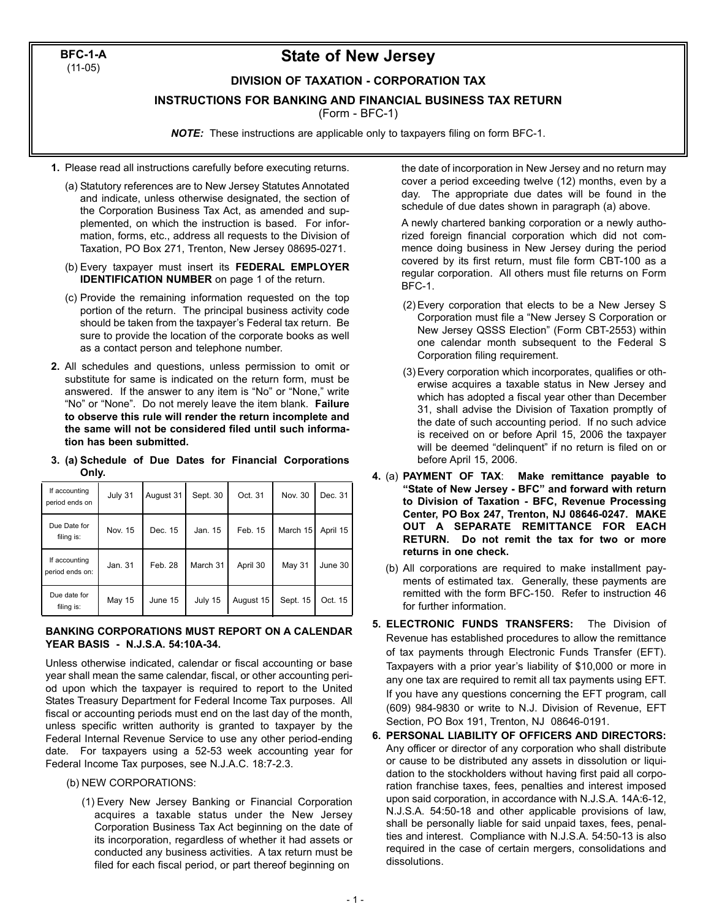**BFC-1-A**
(11-05)

# State of New Jersey

### DIVISION OF TAXATION - CORPORATION TAX

### INSTRUCTIONS FOR BANKING AND FINANCIAL BUSINESS TAX RETURN

(Form - BFC-1)

***NOTE:*** These instructions are applicable only to taxpayers filing on form BFC-1.

**1.** Please read all instructions carefully before executing returns.

(a) Statutory references are to New Jersey Statutes Annotated and indicate, unless otherwise designated, the section of the Corporation Business Tax Act, as amended and supplemented, on which the instruction is based. For information, forms, etc., address all requests to the Division of Taxation, PO Box 271, Trenton, New Jersey 08695-0271.

(b) Every taxpayer must insert its **FEDERAL EMPLOYER IDENTIFICATION NUMBER** on page 1 of the return.

(c) Provide the remaining information requested on the top portion of the return. The principal business activity code should be taken from the taxpayer's Federal tax return. Be sure to provide the location of the corporate books as well as a contact person and telephone number.

**2.** All schedules and questions, unless permission to omit or substitute for same is indicated on the return form, must be answered. If the answer to any item is "No" or "None," write "No" or "None". Do not merely leave the item blank. **Failure to observe this rule will render the return incomplete and the same will not be considered filed until such information has been submitted.**

**3. (a) Schedule of Due Dates for Financial Corporations Only.**

| If accounting period ends on | July 31 | August 31 | Sept. 30 | Oct. 31 | Nov. 30 | Dec. 31 |
|---|---|---|---|---|---|---|
| Due Date for filing is: | Nov. 15 | Dec. 15 | Jan. 15 | Feb. 15 | March 15 | April 15 |
| If accounting period ends on: | Jan. 31 | Feb. 28 | March 31 | April 30 | May 31 | June 30 |
| Due date for filing is: | May 15 | June 15 | July 15 | August 15 | Sept. 15 | Oct. 15 |

**BANKING CORPORATIONS MUST REPORT ON A CALENDAR YEAR BASIS - N.J.S.A. 54:10A-34.**

Unless otherwise indicated, calendar or fiscal accounting or base year shall mean the same calendar, fiscal, or other accounting period upon which the taxpayer is required to report to the United States Treasury Department for Federal Income Tax purposes. All fiscal or accounting periods must end on the last day of the month, unless specific written authority is granted to taxpayer by the Federal Internal Revenue Service to use any other period-ending date. For taxpayers using a 52-53 week accounting year for Federal Income Tax purposes, see N.J.A.C. 18:7-2.3.

(b) NEW CORPORATIONS:

(1) Every New Jersey Banking or Financial Corporation acquires a taxable status under the New Jersey Corporation Business Tax Act beginning on the date of its incorporation, regardless of whether it had assets or conducted any business activities. A tax return must be filed for each fiscal period, or part thereof beginning on the date of incorporation in New Jersey and no return may cover a period exceeding twelve (12) months, even by a day. The appropriate due dates will be found in the schedule of due dates shown in paragraph (a) above.

A newly chartered banking corporation or a newly authorized foreign financial corporation which did not commence doing business in New Jersey during the period covered by its first return, must file form CBT-100 as a regular corporation. All others must file returns on Form BFC-1.

(2) Every corporation that elects to be a New Jersey S Corporation must file a "New Jersey S Corporation or New Jersey QSSS Election" (Form CBT-2553) within one calendar month subsequent to the Federal S Corporation filing requirement.

(3) Every corporation which incorporates, qualifies or otherwise acquires a taxable status in New Jersey and which has adopted a fiscal year other than December 31, shall advise the Division of Taxation promptly of the date of such accounting period. If no such advice is received on or before April 15, 2006 the taxpayer will be deemed "delinquent" if no return is filed on or before April 15, 2006.

**4.** (a) **PAYMENT OF TAX**: **Make remittance payable to "State of New Jersey - BFC" and forward with return to Division of Taxation - BFC, Revenue Processing Center, PO Box 247, Trenton, NJ 08646-0247. MAKE OUT A SEPARATE REMITTANCE FOR EACH RETURN. Do not remit the tax for two or more returns in one check.**

(b) All corporations are required to make installment payments of estimated tax. Generally, these payments are remitted with the form BFC-150. Refer to instruction 46 for further information.

**5. ELECTRONIC FUNDS TRANSFERS:** The Division of Revenue has established procedures to allow the remittance of tax payments through Electronic Funds Transfer (EFT). Taxpayers with a prior year's liability of $10,000 or more in any one tax are required to remit all tax payments using EFT. If you have any questions concerning the EFT program, call (609) 984-9830 or write to N.J. Division of Revenue, EFT Section, PO Box 191, Trenton, NJ 08646-0191.

**6. PERSONAL LIABILITY OF OFFICERS AND DIRECTORS:** Any officer or director of any corporation who shall distribute or cause to be distributed any assets in dissolution or liquidation to the stockholders without having first paid all corporation franchise taxes, fees, penalties and interest imposed upon said corporation, in accordance with N.J.S.A. 14A:6-12, N.J.S.A. 54:50-18 and other applicable provisions of law, shall be personally liable for said unpaid taxes, fees, penalties and interest. Compliance with N.J.S.A. 54:50-13 is also required in the case of certain mergers, consolidations and dissolutions.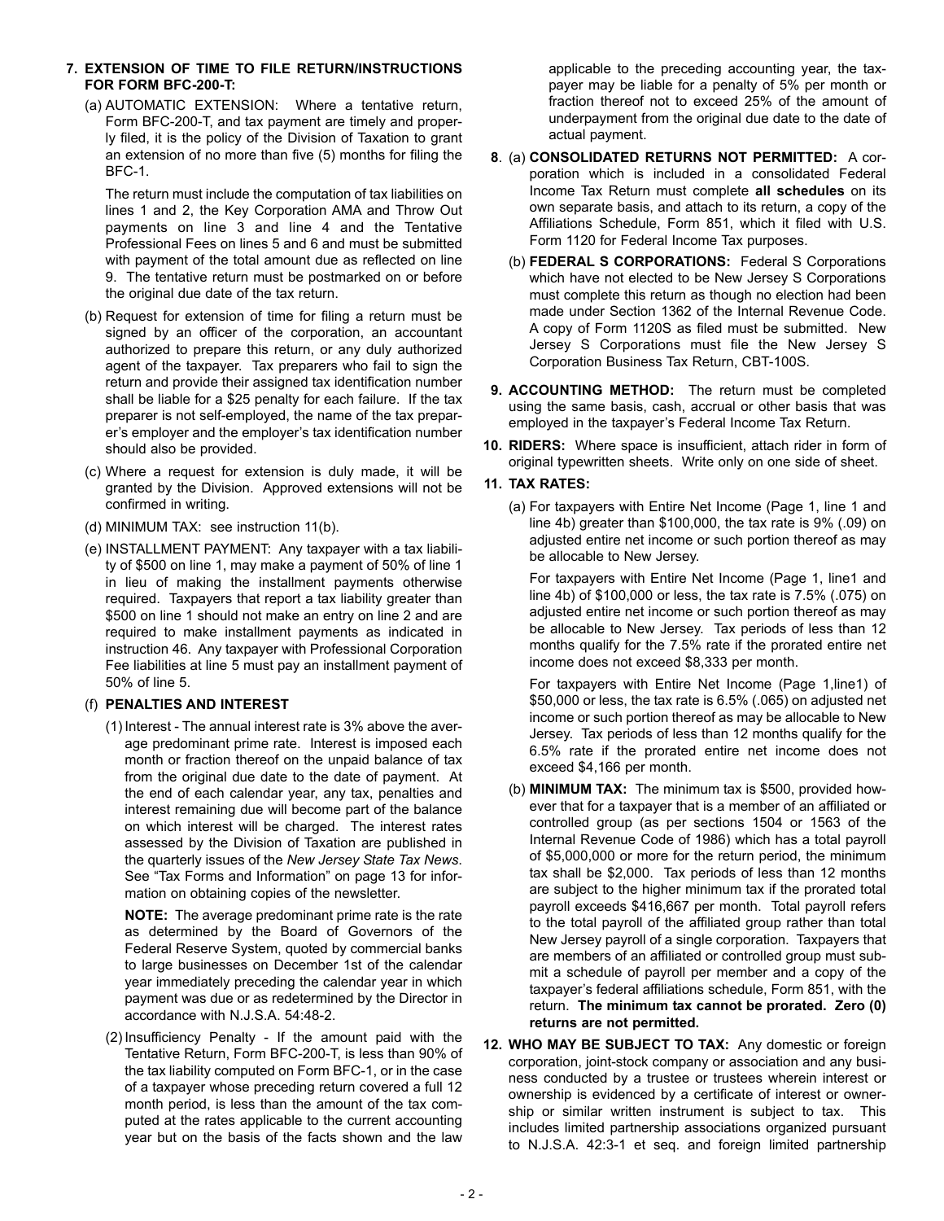**7. EXTENSION OF TIME TO FILE RETURN/INSTRUCTIONS FOR FORM BFC-200-T:**

(a) AUTOMATIC EXTENSION: Where a tentative return, Form BFC-200-T, and tax payment are timely and properly filed, it is the policy of the Division of Taxation to grant an extension of no more than five (5) months for filing the BFC-1.

The return must include the computation of tax liabilities on lines 1 and 2, the Key Corporation AMA and Throw Out payments on line 3 and line 4 and the Tentative Professional Fees on lines 5 and 6 and must be submitted with payment of the total amount due as reflected on line 9. The tentative return must be postmarked on or before the original due date of the tax return.

(b) Request for extension of time for filing a return must be signed by an officer of the corporation, an accountant authorized to prepare this return, or any duly authorized agent of the taxpayer. Tax preparers who fail to sign the return and provide their assigned tax identification number shall be liable for a $25 penalty for each failure. If the tax preparer is not self-employed, the name of the tax preparer's employer and the employer's tax identification number should also be provided.

(c) Where a request for extension is duly made, it will be granted by the Division. Approved extensions will not be confirmed in writing.

(d) MINIMUM TAX: see instruction 11(b).

(e) INSTALLMENT PAYMENT: Any taxpayer with a tax liability of $500 on line 1, may make a payment of 50% of line 1 in lieu of making the installment payments otherwise required. Taxpayers that report a tax liability greater than $500 on line 1 should not make an entry on line 2 and are required to make installment payments as indicated in instruction 46. Any taxpayer with Professional Corporation Fee liabilities at line 5 must pay an installment payment of 50% of line 5.

(f) **PENALTIES AND INTEREST**

(1) Interest - The annual interest rate is 3% above the average predominant prime rate. Interest is imposed each month or fraction thereof on the unpaid balance of tax from the original due date to the date of payment. At the end of each calendar year, any tax, penalties and interest remaining due will become part of the balance on which interest will be charged. The interest rates assessed by the Division of Taxation are published in the quarterly issues of the *New Jersey State Tax News*. See "Tax Forms and Information" on page 13 for information on obtaining copies of the newsletter.

**NOTE:** The average predominant prime rate is the rate as determined by the Board of Governors of the Federal Reserve System, quoted by commercial banks to large businesses on December 1st of the calendar year immediately preceding the calendar year in which payment was due or as redetermined by the Director in accordance with N.J.S.A. 54:48-2.

(2) Insufficiency Penalty - If the amount paid with the Tentative Return, Form BFC-200-T, is less than 90% of the tax liability computed on Form BFC-1, or in the case of a taxpayer whose preceding return covered a full 12 month period, is less than the amount of the tax computed at the rates applicable to the current accounting year but on the basis of the facts shown and the law applicable to the preceding accounting year, the taxpayer may be liable for a penalty of 5% per month or fraction thereof not to exceed 25% of the amount of underpayment from the original due date to the date of actual payment.

**8**. (a) **CONSOLIDATED RETURNS NOT PERMITTED:** A corporation which is included in a consolidated Federal Income Tax Return must complete **all schedules** on its own separate basis, and attach to its return, a copy of the Affiliations Schedule, Form 851, which it filed with U.S. Form 1120 for Federal Income Tax purposes.

(b) **FEDERAL S CORPORATIONS:** Federal S Corporations which have not elected to be New Jersey S Corporations must complete this return as though no election had been made under Section 1362 of the Internal Revenue Code. A copy of Form 1120S as filed must be submitted. New Jersey S Corporations must file the New Jersey S Corporation Business Tax Return, CBT-100S.

**9. ACCOUNTING METHOD:** The return must be completed using the same basis, cash, accrual or other basis that was employed in the taxpayer's Federal Income Tax Return.

**10. RIDERS:** Where space is insufficient, attach rider in form of original typewritten sheets. Write only on one side of sheet.

**11. TAX RATES:**

(a) For taxpayers with Entire Net Income (Page 1, line 1 and line 4b) greater than $100,000, the tax rate is 9% (.09) on adjusted entire net income or such portion thereof as may be allocable to New Jersey.

For taxpayers with Entire Net Income (Page 1, line1 and line 4b) of $100,000 or less, the tax rate is 7.5% (.075) on adjusted entire net income or such portion thereof as may be allocable to New Jersey. Tax periods of less than 12 months qualify for the 7.5% rate if the prorated entire net income does not exceed $8,333 per month.

For taxpayers with Entire Net Income (Page 1,line1) of $50,000 or less, the tax rate is 6.5% (.065) on adjusted net income or such portion thereof as may be allocable to New Jersey. Tax periods of less than 12 months qualify for the 6.5% rate if the prorated entire net income does not exceed $4,166 per month.

(b) **MINIMUM TAX:** The minimum tax is $500, provided however that for a taxpayer that is a member of an affiliated or controlled group (as per sections 1504 or 1563 of the Internal Revenue Code of 1986) which has a total payroll of $5,000,000 or more for the return period, the minimum tax shall be $2,000. Tax periods of less than 12 months are subject to the higher minimum tax if the prorated total payroll exceeds $416,667 per month. Total payroll refers to the total payroll of the affiliated group rather than total New Jersey payroll of a single corporation. Taxpayers that are members of an affiliated or controlled group must submit a schedule of payroll per member and a copy of the taxpayer's federal affiliations schedule, Form 851, with the return. **The minimum tax cannot be prorated. Zero (0) returns are not permitted.**

**12. WHO MAY BE SUBJECT TO TAX:** Any domestic or foreign corporation, joint-stock company or association and any business conducted by a trustee or trustees wherein interest or ownership is evidenced by a certificate of interest or ownership or similar written instrument is subject to tax. This includes limited partnership associations organized pursuant to N.J.S.A. 42:3-1 et seq. and foreign limited partnership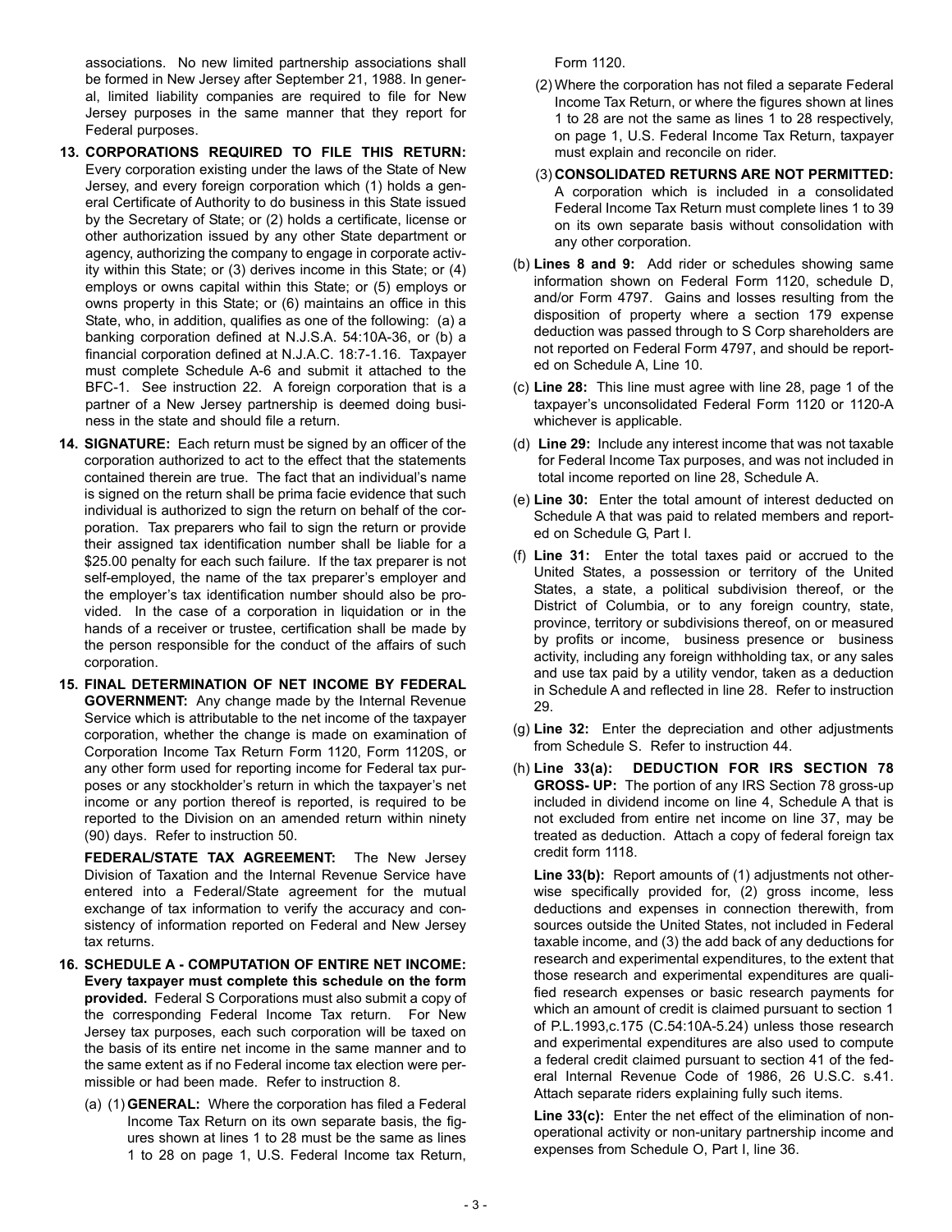associations. No new limited partnership associations shall be formed in New Jersey after September 21, 1988. In general, limited liability companies are required to file for New Jersey purposes in the same manner that they report for Federal purposes.

**13. CORPORATIONS REQUIRED TO FILE THIS RETURN:** Every corporation existing under the laws of the State of New Jersey, and every foreign corporation which (1) holds a general Certificate of Authority to do business in this State issued by the Secretary of State; or (2) holds a certificate, license or other authorization issued by any other State department or agency, authorizing the company to engage in corporate activity within this State; or (3) derives income in this State; or (4) employs or owns capital within this State; or (5) employs or owns property in this State; or (6) maintains an office in this State, who, in addition, qualifies as one of the following: (a) a banking corporation defined at N.J.S.A. 54:10A-36, or (b) a financial corporation defined at N.J.A.C. 18:7-1.16. Taxpayer must complete Schedule A-6 and submit it attached to the BFC-1. See instruction 22. A foreign corporation that is a partner of a New Jersey partnership is deemed doing business in the state and should file a return.

**14. SIGNATURE:** Each return must be signed by an officer of the corporation authorized to act to the effect that the statements contained therein are true. The fact that an individual's name is signed on the return shall be prima facie evidence that such individual is authorized to sign the return on behalf of the corporation. Tax preparers who fail to sign the return or provide their assigned tax identification number shall be liable for a $25.00 penalty for each such failure. If the tax preparer is not self-employed, the name of the tax preparer's employer and the employer's tax identification number should also be provided. In the case of a corporation in liquidation or in the hands of a receiver or trustee, certification shall be made by the person responsible for the conduct of the affairs of such corporation.

**15. FINAL DETERMINATION OF NET INCOME BY FEDERAL GOVERNMENT:** Any change made by the Internal Revenue Service which is attributable to the net income of the taxpayer corporation, whether the change is made on examination of Corporation Income Tax Return Form 1120, Form 1120S, or any other form used for reporting income for Federal tax purposes or any stockholder's return in which the taxpayer's net income or any portion thereof is reported, is required to be reported to the Division on an amended return within ninety (90) days. Refer to instruction 50.

**FEDERAL/STATE TAX AGREEMENT:** The New Jersey Division of Taxation and the Internal Revenue Service have entered into a Federal/State agreement for the mutual exchange of tax information to verify the accuracy and consistency of information reported on Federal and New Jersey tax returns.

**16. SCHEDULE A - COMPUTATION OF ENTIRE NET INCOME: Every taxpayer must complete this schedule on the form provided.** Federal S Corporations must also submit a copy of the corresponding Federal Income Tax return. For New Jersey tax purposes, each such corporation will be taxed on the basis of its entire net income in the same manner and to the same extent as if no Federal income tax election were permissible or had been made. Refer to instruction 8.

(a) (1) **GENERAL:** Where the corporation has filed a Federal Income Tax Return on its own separate basis, the figures shown at lines 1 to 28 must be the same as lines 1 to 28 on page 1, U.S. Federal Income tax Return, Form 1120.

(2) Where the corporation has not filed a separate Federal Income Tax Return, or where the figures shown at lines 1 to 28 are not the same as lines 1 to 28 respectively, on page 1, U.S. Federal Income Tax Return, taxpayer must explain and reconcile on rider.

(3) **CONSOLIDATED RETURNS ARE NOT PERMITTED:** A corporation which is included in a consolidated Federal Income Tax Return must complete lines 1 to 39 on its own separate basis without consolidation with any other corporation.

(b) **Lines 8 and 9:** Add rider or schedules showing same information shown on Federal Form 1120, schedule D, and/or Form 4797. Gains and losses resulting from the disposition of property where a section 179 expense deduction was passed through to S Corp shareholders are not reported on Federal Form 4797, and should be reported on Schedule A, Line 10.

(c) **Line 28:** This line must agree with line 28, page 1 of the taxpayer's unconsolidated Federal Form 1120 or 1120-A whichever is applicable.

(d) **Line 29:** Include any interest income that was not taxable for Federal Income Tax purposes, and was not included in total income reported on line 28, Schedule A.

(e) **Line 30:** Enter the total amount of interest deducted on Schedule A that was paid to related members and reported on Schedule G, Part I.

(f) **Line 31:** Enter the total taxes paid or accrued to the United States, a possession or territory of the United States, a state, a political subdivision thereof, or the District of Columbia, or to any foreign country, state, province, territory or subdivisions thereof, on or measured by profits or income, business presence or business activity, including any foreign withholding tax, or any sales and use tax paid by a utility vendor, taken as a deduction in Schedule A and reflected in line 28. Refer to instruction 29.

(g) **Line 32:** Enter the depreciation and other adjustments from Schedule S. Refer to instruction 44.

(h) **Line 33(a): DEDUCTION FOR IRS SECTION 78 GROSS- UP:** The portion of any IRS Section 78 gross-up included in dividend income on line 4, Schedule A that is not excluded from entire net income on line 37, may be treated as deduction. Attach a copy of federal foreign tax credit form 1118.

**Line 33(b):** Report amounts of (1) adjustments not otherwise specifically provided for, (2) gross income, less deductions and expenses in connection therewith, from sources outside the United States, not included in Federal taxable income, and (3) the add back of any deductions for research and experimental expenditures, to the extent that those research and experimental expenditures are qualified research expenses or basic research payments for which an amount of credit is claimed pursuant to section 1 of P.L.1993,c.175 (C.54:10A-5.24) unless those research and experimental expenditures are also used to compute a federal credit claimed pursuant to section 41 of the federal Internal Revenue Code of 1986, 26 U.S.C. s.41. Attach separate riders explaining fully such items.

**Line 33(c):** Enter the net effect of the elimination of non-operational activity or non-unitary partnership income and expenses from Schedule O, Part I, line 36.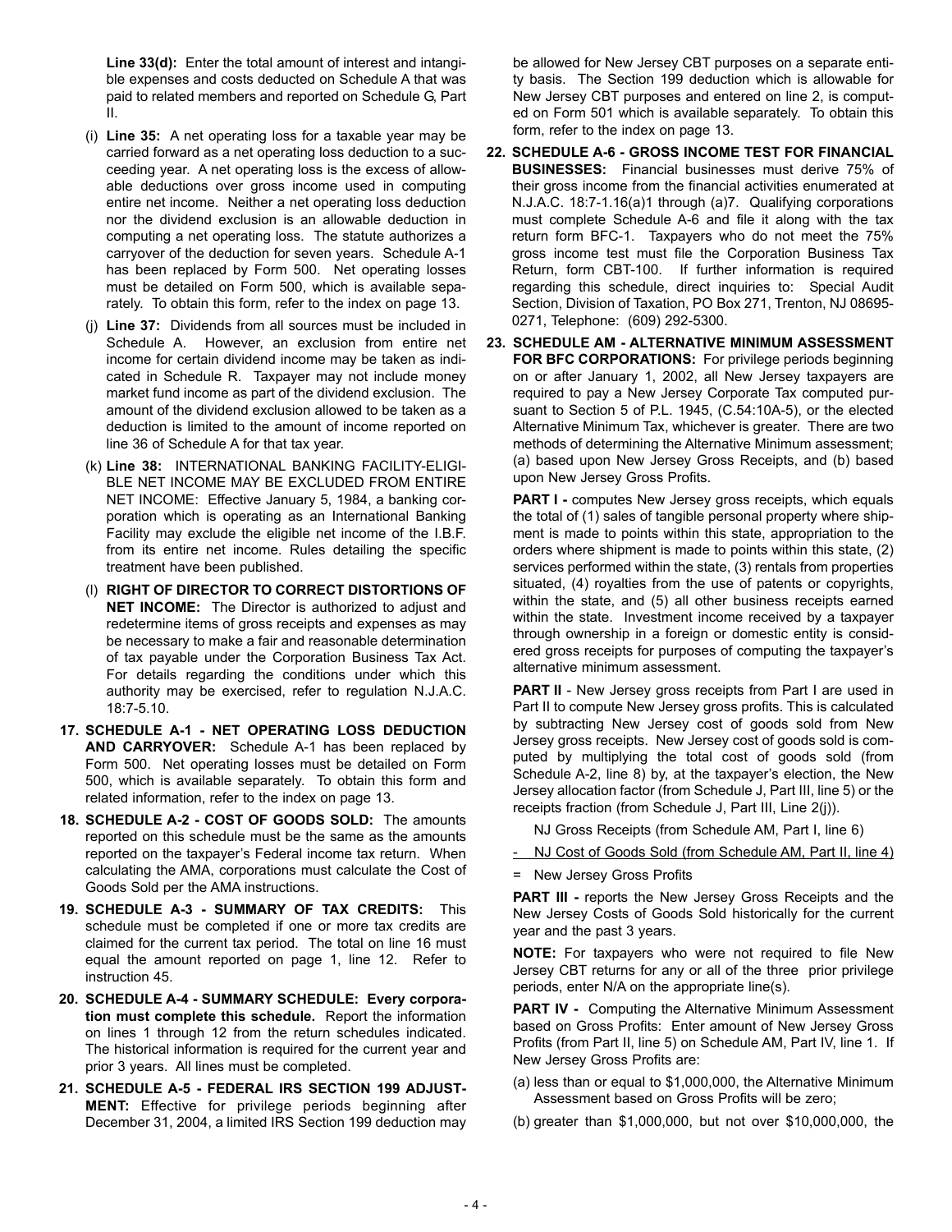**Line 33(d):** Enter the total amount of interest and intangible expenses and costs deducted on Schedule A that was paid to related members and reported on Schedule G, Part II.

(i) **Line 35:** A net operating loss for a taxable year may be carried forward as a net operating loss deduction to a succeeding year. A net operating loss is the excess of allowable deductions over gross income used in computing entire net income. Neither a net operating loss deduction nor the dividend exclusion is an allowable deduction in computing a net operating loss. The statute authorizes a carryover of the deduction for seven years. Schedule A-1 has been replaced by Form 500. Net operating losses must be detailed on Form 500, which is available separately. To obtain this form, refer to the index on page 13.

(j) **Line 37:** Dividends from all sources must be included in Schedule A. However, an exclusion from entire net income for certain dividend income may be taken as indicated in Schedule R. Taxpayer may not include money market fund income as part of the dividend exclusion. The amount of the dividend exclusion allowed to be taken as a deduction is limited to the amount of income reported on line 36 of Schedule A for that tax year.

(k) **Line 38:** INTERNATIONAL BANKING FACILITY-ELIGIBLE NET INCOME MAY BE EXCLUDED FROM ENTIRE NET INCOME: Effective January 5, 1984, a banking corporation which is operating as an International Banking Facility may exclude the eligible net income of the I.B.F. from its entire net income. Rules detailing the specific treatment have been published.

(l) **RIGHT OF DIRECTOR TO CORRECT DISTORTIONS OF NET INCOME:** The Director is authorized to adjust and redetermine items of gross receipts and expenses as may be necessary to make a fair and reasonable determination of tax payable under the Corporation Business Tax Act. For details regarding the conditions under which this authority may be exercised, refer to regulation N.J.A.C. 18:7-5.10.

**17. SCHEDULE A-1 - NET OPERATING LOSS DEDUCTION AND CARRYOVER:** Schedule A-1 has been replaced by Form 500. Net operating losses must be detailed on Form 500, which is available separately. To obtain this form and related information, refer to the index on page 13.

**18. SCHEDULE A-2 - COST OF GOODS SOLD:** The amounts reported on this schedule must be the same as the amounts reported on the taxpayer's Federal income tax return. When calculating the AMA, corporations must calculate the Cost of Goods Sold per the AMA instructions.

**19. SCHEDULE A-3 - SUMMARY OF TAX CREDITS:** This schedule must be completed if one or more tax credits are claimed for the current tax period. The total on line 16 must equal the amount reported on page 1, line 12. Refer to instruction 45.

**20. SCHEDULE A-4 - SUMMARY SCHEDULE: Every corporation must complete this schedule.** Report the information on lines 1 through 12 from the return schedules indicated. The historical information is required for the current year and prior 3 years. All lines must be completed.

**21. SCHEDULE A-5 - FEDERAL IRS SECTION 199 ADJUSTMENT:** Effective for privilege periods beginning after December 31, 2004, a limited IRS Section 199 deduction may be allowed for New Jersey CBT purposes on a separate entity basis. The Section 199 deduction which is allowable for New Jersey CBT purposes and entered on line 2, is computed on Form 501 which is available separately. To obtain this form, refer to the index on page 13.

**22. SCHEDULE A-6 - GROSS INCOME TEST FOR FINANCIAL BUSINESSES:** Financial businesses must derive 75% of their gross income from the financial activities enumerated at N.J.A.C. 18:7-1.16(a)1 through (a)7. Qualifying corporations must complete Schedule A-6 and file it along with the tax return form BFC-1. Taxpayers who do not meet the 75% gross income test must file the Corporation Business Tax Return, form CBT-100. If further information is required regarding this schedule, direct inquiries to: Special Audit Section, Division of Taxation, PO Box 271, Trenton, NJ 08695-0271, Telephone: (609) 292-5300.

**23. SCHEDULE AM - ALTERNATIVE MINIMUM ASSESSMENT FOR BFC CORPORATIONS:** For privilege periods beginning on or after January 1, 2002, all New Jersey taxpayers are required to pay a New Jersey Corporate Tax computed pursuant to Section 5 of P.L. 1945, (C.54:10A-5), or the elected Alternative Minimum Tax, whichever is greater. There are two methods of determining the Alternative Minimum assessment; (a) based upon New Jersey Gross Receipts, and (b) based upon New Jersey Gross Profits.

**PART I -** computes New Jersey gross receipts, which equals the total of (1) sales of tangible personal property where shipment is made to points within this state, appropriation to the orders where shipment is made to points within this state, (2) services performed within the state, (3) rentals from properties situated, (4) royalties from the use of patents or copyrights, within the state, and (5) all other business receipts earned within the state. Investment income received by a taxpayer through ownership in a foreign or domestic entity is considered gross receipts for purposes of computing the taxpayer's alternative minimum assessment.

**PART II** - New Jersey gross receipts from Part I are used in Part II to compute New Jersey gross profits. This is calculated by subtracting New Jersey cost of goods sold from New Jersey gross receipts. New Jersey cost of goods sold is computed by multiplying the total cost of goods sold (from Schedule A-2, line 8) by, at the taxpayer's election, the New Jersey allocation factor (from Schedule J, Part III, line 5) or the receipts fraction (from Schedule J, Part III, Line 2(j)).

NJ Gross Receipts (from Schedule AM, Part I, line 6)
\- NJ Cost of Goods Sold (from Schedule AM, Part II, line 4)
= New Jersey Gross Profits

**PART III -** reports the New Jersey Gross Receipts and the New Jersey Costs of Goods Sold historically for the current year and the past 3 years.

**NOTE:** For taxpayers who were not required to file New Jersey CBT returns for any or all of the three prior privilege periods, enter N/A on the appropriate line(s).

**PART IV -** Computing the Alternative Minimum Assessment based on Gross Profits: Enter amount of New Jersey Gross Profits (from Part II, line 5) on Schedule AM, Part IV, line 1. If New Jersey Gross Profits are:

(a) less than or equal to $1,000,000, the Alternative Minimum Assessment based on Gross Profits will be zero;

(b) greater than $1,000,000, but not over $10,000,000, the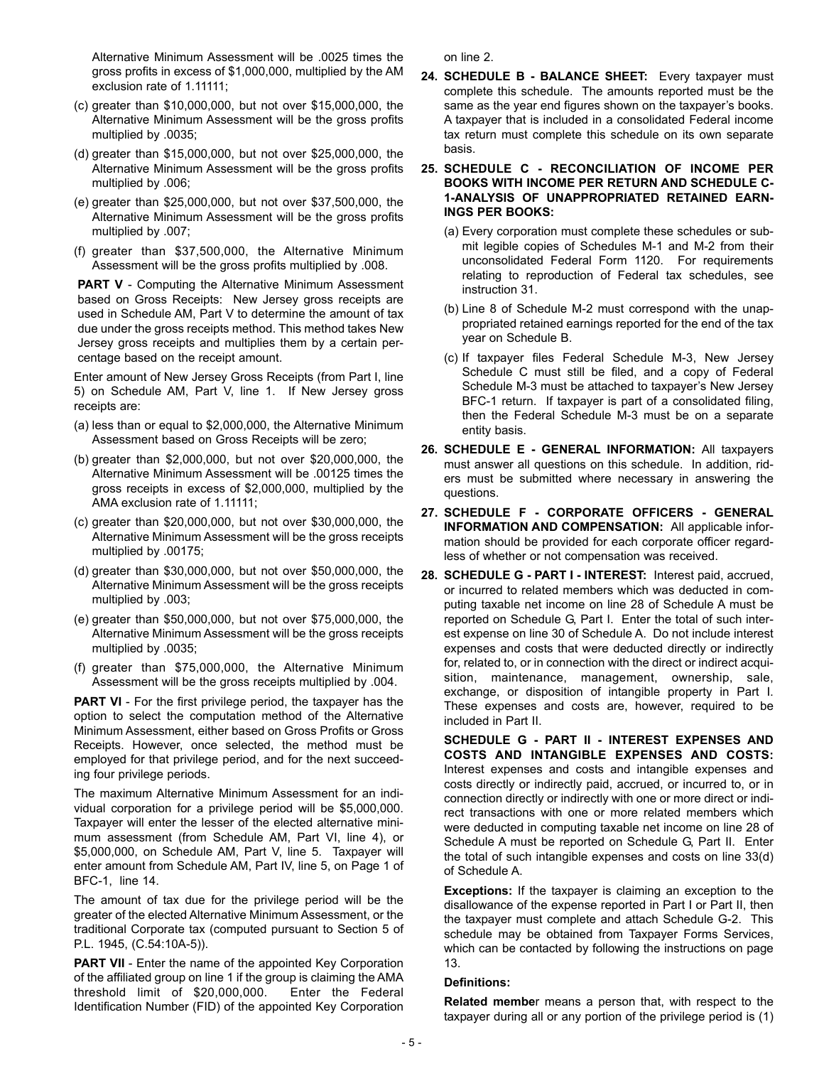Alternative Minimum Assessment will be .0025 times the gross profits in excess of $1,000,000, multiplied by the AM exclusion rate of 1.11111;

(c) greater than $10,000,000, but not over $15,000,000, the Alternative Minimum Assessment will be the gross profits multiplied by .0035;

(d) greater than $15,000,000, but not over $25,000,000, the Alternative Minimum Assessment will be the gross profits multiplied by .006;

(e) greater than $25,000,000, but not over $37,500,000, the Alternative Minimum Assessment will be the gross profits multiplied by .007;

(f) greater than $37,500,000, the Alternative Minimum Assessment will be the gross profits multiplied by .008.

**PART V** - Computing the Alternative Minimum Assessment based on Gross Receipts: New Jersey gross receipts are used in Schedule AM, Part V to determine the amount of tax due under the gross receipts method. This method takes New Jersey gross receipts and multiplies them by a certain percentage based on the receipt amount.

Enter amount of New Jersey Gross Receipts (from Part I, line 5) on Schedule AM, Part V, line 1. If New Jersey gross receipts are:

(a) less than or equal to $2,000,000, the Alternative Minimum Assessment based on Gross Receipts will be zero;

(b) greater than $2,000,000, but not over $20,000,000, the Alternative Minimum Assessment will be .00125 times the gross receipts in excess of $2,000,000, multiplied by the AMA exclusion rate of 1.11111;

(c) greater than $20,000,000, but not over $30,000,000, the Alternative Minimum Assessment will be the gross receipts multiplied by .00175;

(d) greater than $30,000,000, but not over $50,000,000, the Alternative Minimum Assessment will be the gross receipts multiplied by .003;

(e) greater than $50,000,000, but not over $75,000,000, the Alternative Minimum Assessment will be the gross receipts multiplied by .0035;

(f) greater than $75,000,000, the Alternative Minimum Assessment will be the gross receipts multiplied by .004.

**PART VI** - For the first privilege period, the taxpayer has the option to select the computation method of the Alternative Minimum Assessment, either based on Gross Profits or Gross Receipts. However, once selected, the method must be employed for that privilege period, and for the next succeeding four privilege periods.

The maximum Alternative Minimum Assessment for an individual corporation for a privilege period will be $5,000,000. Taxpayer will enter the lesser of the elected alternative minimum assessment (from Schedule AM, Part VI, line 4), or $5,000,000, on Schedule AM, Part V, line 5. Taxpayer will enter amount from Schedule AM, Part IV, line 5, on Page 1 of BFC-1, line 14.

The amount of tax due for the privilege period will be the greater of the elected Alternative Minimum Assessment, or the traditional Corporate tax (computed pursuant to Section 5 of P.L. 1945, (C.54:10A-5)).

**PART VII** - Enter the name of the appointed Key Corporation of the affiliated group on line 1 if the group is claiming the AMA threshold limit of $20,000,000. Enter the Federal Identification Number (FID) of the appointed Key Corporation on line 2.

**24. SCHEDULE B - BALANCE SHEET:** Every taxpayer must complete this schedule. The amounts reported must be the same as the year end figures shown on the taxpayer's books. A taxpayer that is included in a consolidated Federal income tax return must complete this schedule on its own separate basis.

**25. SCHEDULE C - RECONCILIATION OF INCOME PER BOOKS WITH INCOME PER RETURN AND SCHEDULE C-1-ANALYSIS OF UNAPPROPRIATED RETAINED EARNINGS PER BOOKS:**

(a) Every corporation must complete these schedules or submit legible copies of Schedules M-1 and M-2 from their unconsolidated Federal Form 1120. For requirements relating to reproduction of Federal tax schedules, see instruction 31.

(b) Line 8 of Schedule M-2 must correspond with the unappropriated retained earnings reported for the end of the tax year on Schedule B.

(c) If taxpayer files Federal Schedule M-3, New Jersey Schedule C must still be filed, and a copy of Federal Schedule M-3 must be attached to taxpayer's New Jersey BFC-1 return. If taxpayer is part of a consolidated filing, then the Federal Schedule M-3 must be on a separate entity basis.

**26. SCHEDULE E - GENERAL INFORMATION:** All taxpayers must answer all questions on this schedule. In addition, riders must be submitted where necessary in answering the questions.

**27. SCHEDULE F - CORPORATE OFFICERS - GENERAL INFORMATION AND COMPENSATION:** All applicable information should be provided for each corporate officer regardless of whether or not compensation was received.

**28. SCHEDULE G - PART I - INTEREST:** Interest paid, accrued, or incurred to related members which was deducted in computing taxable net income on line 28 of Schedule A must be reported on Schedule G, Part I. Enter the total of such interest expense on line 30 of Schedule A. Do not include interest expenses and costs that were deducted directly or indirectly for, related to, or in connection with the direct or indirect acquisition, maintenance, management, ownership, sale, exchange, or disposition of intangible property in Part I. These expenses and costs are, however, required to be included in Part II.

**SCHEDULE G - PART II - INTEREST EXPENSES AND COSTS AND INTANGIBLE EXPENSES AND COSTS:** Interest expenses and costs and intangible expenses and costs directly or indirectly paid, accrued, or incurred to, or in connection directly or indirectly with one or more direct or indirect transactions with one or more related members which were deducted in computing taxable net income on line 28 of Schedule A must be reported on Schedule G, Part II. Enter the total of such intangible expenses and costs on line 33(d) of Schedule A.

**Exceptions:** If the taxpayer is claiming an exception to the disallowance of the expense reported in Part I or Part II, then the taxpayer must complete and attach Schedule G-2. This schedule may be obtained from Taxpayer Forms Services, which can be contacted by following the instructions on page 13.

**Definitions:**

**Related member** means a person that, with respect to the taxpayer during all or any portion of the privilege period is (1)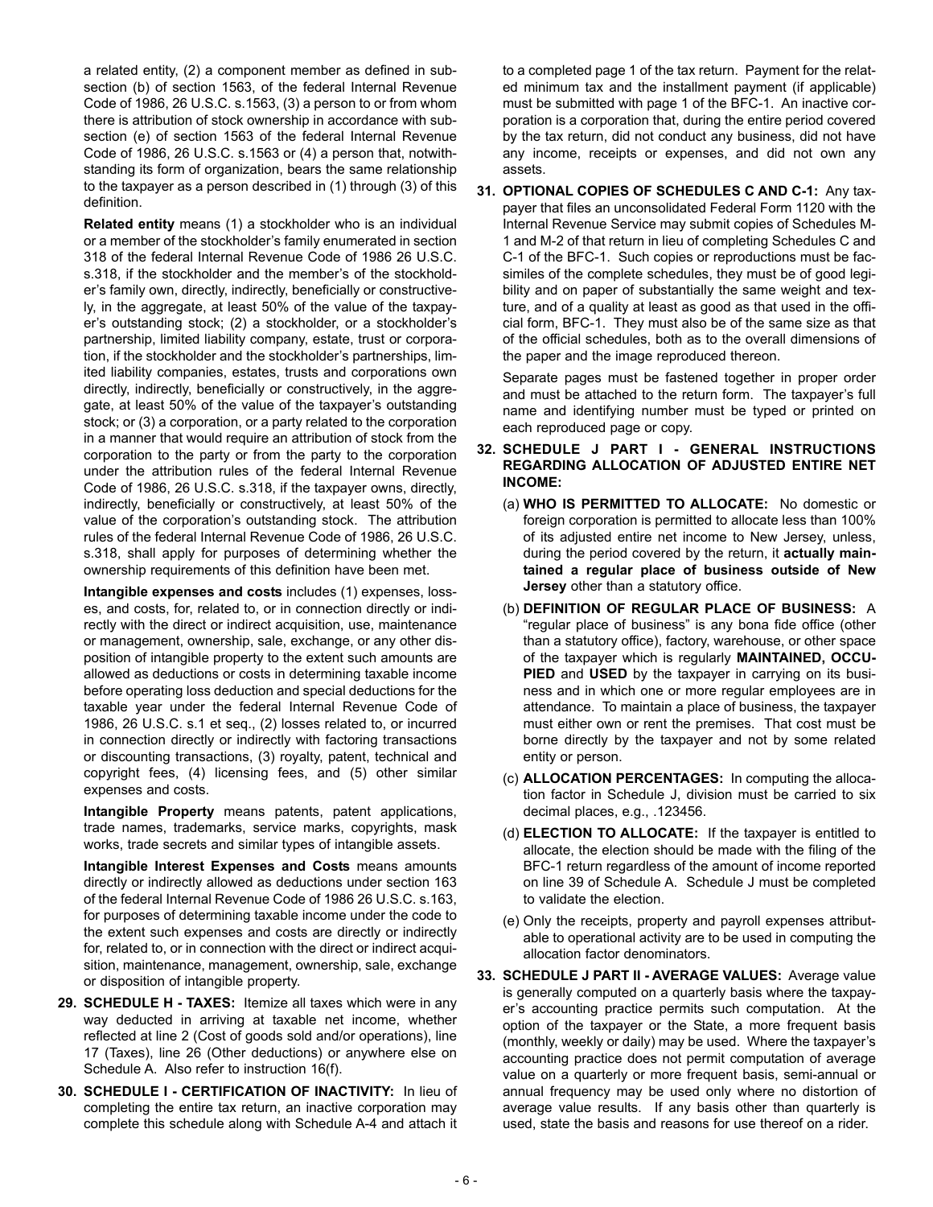a related entity, (2) a component member as defined in subsection (b) of section 1563, of the federal Internal Revenue Code of 1986, 26 U.S.C. s.1563, (3) a person to or from whom there is attribution of stock ownership in accordance with subsection (e) of section 1563 of the federal Internal Revenue Code of 1986, 26 U.S.C. s.1563 or (4) a person that, notwithstanding its form of organization, bears the same relationship to the taxpayer as a person described in (1) through (3) of this definition.

**Related entity** means (1) a stockholder who is an individual or a member of the stockholder's family enumerated in section 318 of the federal Internal Revenue Code of 1986 26 U.S.C. s.318, if the stockholder and the member's of the stockholder's family own, directly, indirectly, beneficially or constructively, in the aggregate, at least 50% of the value of the taxpayer's outstanding stock; (2) a stockholder, or a stockholder's partnership, limited liability company, estate, trust or corporation, if the stockholder and the stockholder's partnerships, limited liability companies, estates, trusts and corporations own directly, indirectly, beneficially or constructively, in the aggregate, at least 50% of the value of the taxpayer's outstanding stock; or (3) a corporation, or a party related to the corporation in a manner that would require an attribution of stock from the corporation to the party or from the party to the corporation under the attribution rules of the federal Internal Revenue Code of 1986, 26 U.S.C. s.318, if the taxpayer owns, directly, indirectly, beneficially or constructively, at least 50% of the value of the corporation's outstanding stock. The attribution rules of the federal Internal Revenue Code of 1986, 26 U.S.C. s.318, shall apply for purposes of determining whether the ownership requirements of this definition have been met.

**Intangible expenses and costs** includes (1) expenses, losses, and costs, for, related to, or in connection directly or indirectly with the direct or indirect acquisition, use, maintenance or management, ownership, sale, exchange, or any other disposition of intangible property to the extent such amounts are allowed as deductions or costs in determining taxable income before operating loss deduction and special deductions for the taxable year under the federal Internal Revenue Code of 1986, 26 U.S.C. s.1 et seq., (2) losses related to, or incurred in connection directly or indirectly with factoring transactions or discounting transactions, (3) royalty, patent, technical and copyright fees, (4) licensing fees, and (5) other similar expenses and costs.

**Intangible Property** means patents, patent applications, trade names, trademarks, service marks, copyrights, mask works, trade secrets and similar types of intangible assets.

**Intangible Interest Expenses and Costs** means amounts directly or indirectly allowed as deductions under section 163 of the federal Internal Revenue Code of 1986 26 U.S.C. s.163, for purposes of determining taxable income under the code to the extent such expenses and costs are directly or indirectly for, related to, or in connection with the direct or indirect acquisition, maintenance, management, ownership, sale, exchange or disposition of intangible property.

**29. SCHEDULE H - TAXES:** Itemize all taxes which were in any way deducted in arriving at taxable net income, whether reflected at line 2 (Cost of goods sold and/or operations), line 17 (Taxes), line 26 (Other deductions) or anywhere else on Schedule A. Also refer to instruction 16(f).

**30. SCHEDULE I - CERTIFICATION OF INACTIVITY:** In lieu of completing the entire tax return, an inactive corporation may complete this schedule along with Schedule A-4 and attach it to a completed page 1 of the tax return. Payment for the related minimum tax and the installment payment (if applicable) must be submitted with page 1 of the BFC-1. An inactive corporation is a corporation that, during the entire period covered by the tax return, did not conduct any business, did not have any income, receipts or expenses, and did not own any assets.

**31. OPTIONAL COPIES OF SCHEDULES C AND C-1:** Any taxpayer that files an unconsolidated Federal Form 1120 with the Internal Revenue Service may submit copies of Schedules M-1 and M-2 of that return in lieu of completing Schedules C and C-1 of the BFC-1. Such copies or reproductions must be facsimiles of the complete schedules, they must be of good legibility and on paper of substantially the same weight and texture, and of a quality at least as good as that used in the official form, BFC-1. They must also be of the same size as that of the official schedules, both as to the overall dimensions of the paper and the image reproduced thereon.

Separate pages must be fastened together in proper order and must be attached to the return form. The taxpayer's full name and identifying number must be typed or printed on each reproduced page or copy.

**32. SCHEDULE J PART I - GENERAL INSTRUCTIONS REGARDING ALLOCATION OF ADJUSTED ENTIRE NET INCOME:**

(a) **WHO IS PERMITTED TO ALLOCATE:** No domestic or foreign corporation is permitted to allocate less than 100% of its adjusted entire net income to New Jersey, unless, during the period covered by the return, it **actually maintained a regular place of business outside of New Jersey** other than a statutory office.

(b) **DEFINITION OF REGULAR PLACE OF BUSINESS:** A "regular place of business" is any bona fide office (other than a statutory office), factory, warehouse, or other space of the taxpayer which is regularly **MAINTAINED, OCCUPIED** and **USED** by the taxpayer in carrying on its business and in which one or more regular employees are in attendance. To maintain a place of business, the taxpayer must either own or rent the premises. That cost must be borne directly by the taxpayer and not by some related entity or person.

(c) **ALLOCATION PERCENTAGES:** In computing the allocation factor in Schedule J, division must be carried to six decimal places, e.g., .123456.

(d) **ELECTION TO ALLOCATE:** If the taxpayer is entitled to allocate, the election should be made with the filing of the BFC-1 return regardless of the amount of income reported on line 39 of Schedule A. Schedule J must be completed to validate the election.

(e) Only the receipts, property and payroll expenses attributable to operational activity are to be used in computing the allocation factor denominators.

**33. SCHEDULE J PART II - AVERAGE VALUES:** Average value is generally computed on a quarterly basis where the taxpayer's accounting practice permits such computation. At the option of the taxpayer or the State, a more frequent basis (monthly, weekly or daily) may be used. Where the taxpayer's accounting practice does not permit computation of average value on a quarterly or more frequent basis, semi-annual or annual frequency may be used only where no distortion of average value results. If any basis other than quarterly is used, state the basis and reasons for use thereof on a rider.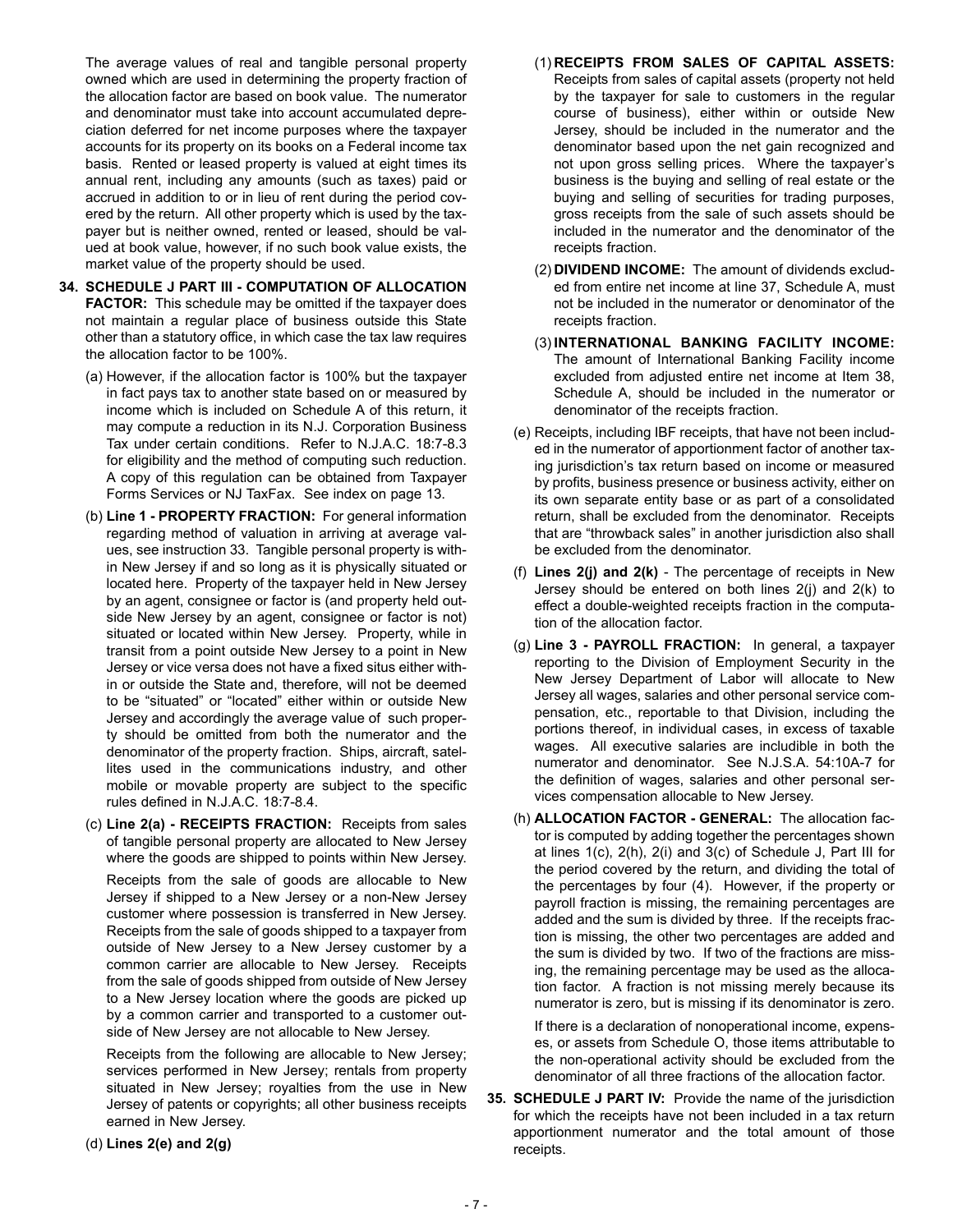The average values of real and tangible personal property owned which are used in determining the property fraction of the allocation factor are based on book value. The numerator and denominator must take into account accumulated depreciation deferred for net income purposes where the taxpayer accounts for its property on its books on a Federal income tax basis. Rented or leased property is valued at eight times its annual rent, including any amounts (such as taxes) paid or accrued in addition to or in lieu of rent during the period covered by the return. All other property which is used by the taxpayer but is neither owned, rented or leased, should be valued at book value, however, if no such book value exists, the market value of the property should be used.

**34. SCHEDULE J PART III - COMPUTATION OF ALLOCATION FACTOR:** This schedule may be omitted if the taxpayer does not maintain a regular place of business outside this State other than a statutory office, in which case the tax law requires the allocation factor to be 100%.

(a) However, if the allocation factor is 100% but the taxpayer in fact pays tax to another state based on or measured by income which is included on Schedule A of this return, it may compute a reduction in its N.J. Corporation Business Tax under certain conditions. Refer to N.J.A.C. 18:7-8.3 for eligibility and the method of computing such reduction. A copy of this regulation can be obtained from Taxpayer Forms Services or NJ TaxFax. See index on page 13.

(b) **Line 1 - PROPERTY FRACTION:** For general information regarding method of valuation in arriving at average values, see instruction 33. Tangible personal property is within New Jersey if and so long as it is physically situated or located here. Property of the taxpayer held in New Jersey by an agent, consignee or factor is (and property held outside New Jersey by an agent, consignee or factor is not) situated or located within New Jersey. Property, while in transit from a point outside New Jersey to a point in New Jersey or vice versa does not have a fixed situs either within or outside the State and, therefore, will not be deemed to be "situated" or "located" either within or outside New Jersey and accordingly the average value of such property should be omitted from both the numerator and the denominator of the property fraction. Ships, aircraft, satellites used in the communications industry, and other mobile or movable property are subject to the specific rules defined in N.J.A.C. 18:7-8.4.

(c) **Line 2(a) - RECEIPTS FRACTION:** Receipts from sales of tangible personal property are allocated to New Jersey where the goods are shipped to points within New Jersey.

Receipts from the sale of goods are allocable to New Jersey if shipped to a New Jersey or a non-New Jersey customer where possession is transferred in New Jersey. Receipts from the sale of goods shipped to a taxpayer from outside of New Jersey to a New Jersey customer by a common carrier are allocable to New Jersey. Receipts from the sale of goods shipped from outside of New Jersey to a New Jersey location where the goods are picked up by a common carrier and transported to a customer outside of New Jersey are not allocable to New Jersey.

Receipts from the following are allocable to New Jersey; services performed in New Jersey; rentals from property situated in New Jersey; royalties from the use in New Jersey of patents or copyrights; all other business receipts earned in New Jersey.

(d) **Lines 2(e) and 2(g)**

(1) **RECEIPTS FROM SALES OF CAPITAL ASSETS:** Receipts from sales of capital assets (property not held by the taxpayer for sale to customers in the regular course of business), either within or outside New Jersey, should be included in the numerator and the denominator based upon the net gain recognized and not upon gross selling prices. Where the taxpayer's business is the buying and selling of real estate or the buying and selling of securities for trading purposes, gross receipts from the sale of such assets should be included in the numerator and the denominator of the receipts fraction.

(2) **DIVIDEND INCOME:** The amount of dividends excluded from entire net income at line 37, Schedule A, must not be included in the numerator or denominator of the receipts fraction.

(3) **INTERNATIONAL BANKING FACILITY INCOME:** The amount of International Banking Facility income excluded from adjusted entire net income at Item 38, Schedule A, should be included in the numerator or denominator of the receipts fraction.

(e) Receipts, including IBF receipts, that have not been included in the numerator of apportionment factor of another taxing jurisdiction's tax return based on income or measured by profits, business presence or business activity, either on its own separate entity base or as part of a consolidated return, shall be excluded from the denominator. Receipts that are "throwback sales" in another jurisdiction also shall be excluded from the denominator.

(f) **Lines 2(j) and 2(k)** - The percentage of receipts in New Jersey should be entered on both lines 2(j) and 2(k) to effect a double-weighted receipts fraction in the computation of the allocation factor.

(g) **Line 3 - PAYROLL FRACTION:** In general, a taxpayer reporting to the Division of Employment Security in the New Jersey Department of Labor will allocate to New Jersey all wages, salaries and other personal service compensation, etc., reportable to that Division, including the portions thereof, in individual cases, in excess of taxable wages. All executive salaries are includible in both the numerator and denominator. See N.J.S.A. 54:10A-7 for the definition of wages, salaries and other personal services compensation allocable to New Jersey.

(h) **ALLOCATION FACTOR - GENERAL:** The allocation factor is computed by adding together the percentages shown at lines 1(c), 2(h), 2(i) and 3(c) of Schedule J, Part III for the period covered by the return, and dividing the total of the percentages by four (4). However, if the property or payroll fraction is missing, the remaining percentages are added and the sum is divided by three. If the receipts fraction is missing, the other two percentages are added and the sum is divided by two. If two of the fractions are missing, the remaining percentage may be used as the allocation factor. A fraction is not missing merely because its numerator is zero, but is missing if its denominator is zero.

If there is a declaration of nonoperational income, expenses, or assets from Schedule O, those items attributable to the non-operational activity should be excluded from the denominator of all three fractions of the allocation factor.

**35. SCHEDULE J PART IV:** Provide the name of the jurisdiction for which the receipts have not been included in a tax return apportionment numerator and the total amount of those receipts.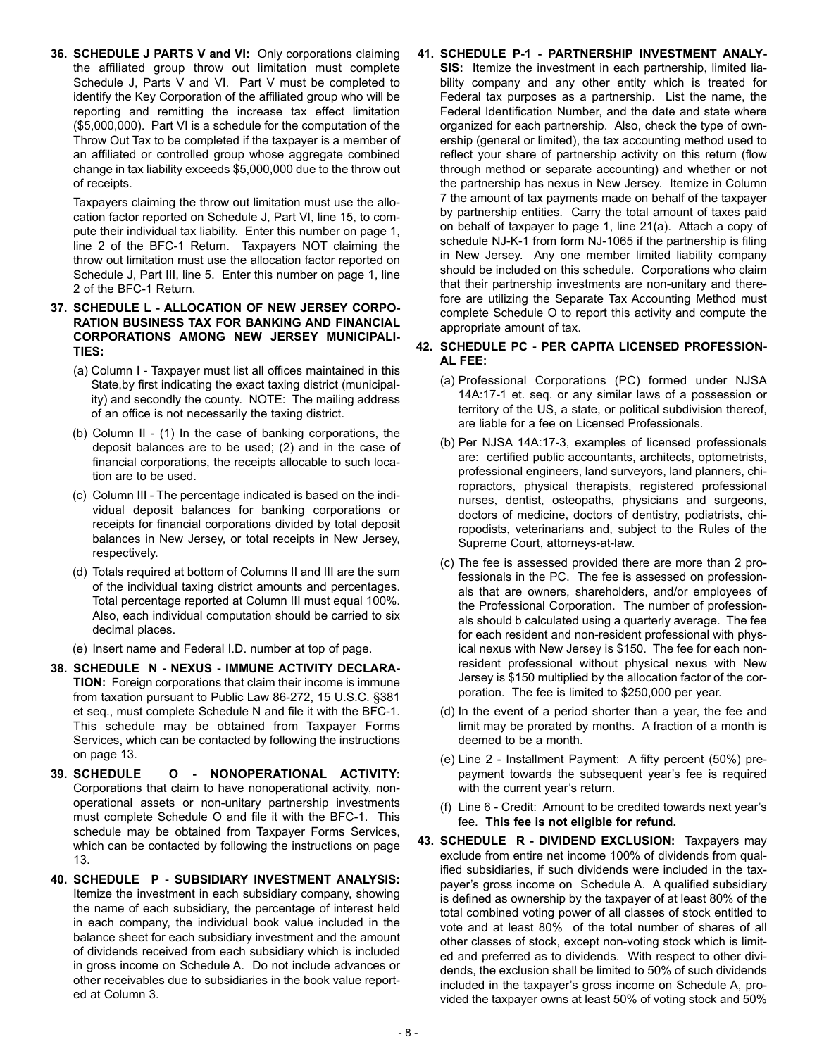**36. SCHEDULE J PARTS V and VI:** Only corporations claiming the affiliated group throw out limitation must complete Schedule J, Parts V and VI. Part V must be completed to identify the Key Corporation of the affiliated group who will be reporting and remitting the increase tax effect limitation ($5,000,000). Part VI is a schedule for the computation of the Throw Out Tax to be completed if the taxpayer is a member of an affiliated or controlled group whose aggregate combined change in tax liability exceeds $5,000,000 due to the throw out of receipts.

Taxpayers claiming the throw out limitation must use the allocation factor reported on Schedule J, Part VI, line 15, to compute their individual tax liability. Enter this number on page 1, line 2 of the BFC-1 Return. Taxpayers NOT claiming the throw out limitation must use the allocation factor reported on Schedule J, Part III, line 5. Enter this number on page 1, line 2 of the BFC-1 Return.

**37. SCHEDULE L - ALLOCATION OF NEW JERSEY CORPORATION BUSINESS TAX FOR BANKING AND FINANCIAL CORPORATIONS AMONG NEW JERSEY MUNICIPALITIES:**

(a) Column I - Taxpayer must list all offices maintained in this State,by first indicating the exact taxing district (municipality) and secondly the county. NOTE: The mailing address of an office is not necessarily the taxing district.

(b) Column II - (1) In the case of banking corporations, the deposit balances are to be used; (2) and in the case of financial corporations, the receipts allocable to such location are to be used.

(c) Column III - The percentage indicated is based on the individual deposit balances for banking corporations or receipts for financial corporations divided by total deposit balances in New Jersey, or total receipts in New Jersey, respectively.

(d) Totals required at bottom of Columns II and III are the sum of the individual taxing district amounts and percentages. Total percentage reported at Column III must equal 100%. Also, each individual computation should be carried to six decimal places.

(e) Insert name and Federal I.D. number at top of page.

**38. SCHEDULE N - NEXUS - IMMUNE ACTIVITY DECLARATION:** Foreign corporations that claim their income is immune from taxation pursuant to Public Law 86-272, 15 U.S.C. §381 et seq., must complete Schedule N and file it with the BFC-1. This schedule may be obtained from Taxpayer Forms Services, which can be contacted by following the instructions on page 13.

**39. SCHEDULE O - NONOPERATIONAL ACTIVITY:** Corporations that claim to have nonoperational activity, nonoperational assets or non-unitary partnership investments must complete Schedule O and file it with the BFC-1. This schedule may be obtained from Taxpayer Forms Services, which can be contacted by following the instructions on page 13.

**40. SCHEDULE P - SUBSIDIARY INVESTMENT ANALYSIS:** Itemize the investment in each subsidiary company, showing the name of each subsidiary, the percentage of interest held in each company, the individual book value included in the balance sheet for each subsidiary investment and the amount of dividends received from each subsidiary which is included in gross income on Schedule A. Do not include advances or other receivables due to subsidiaries in the book value reported at Column 3.

**41. SCHEDULE P-1 - PARTNERSHIP INVESTMENT ANALYSIS:** Itemize the investment in each partnership, limited liability company and any other entity which is treated for Federal tax purposes as a partnership. List the name, the Federal Identification Number, and the date and state where organized for each partnership. Also, check the type of ownership (general or limited), the tax accounting method used to reflect your share of partnership activity on this return (flow through method or separate accounting) and whether or not the partnership has nexus in New Jersey. Itemize in Column 7 the amount of tax payments made on behalf of the taxpayer by partnership entities. Carry the total amount of taxes paid on behalf of taxpayer to page 1, line 21(a). Attach a copy of schedule NJ-K-1 from form NJ-1065 if the partnership is filing in New Jersey. Any one member limited liability company should be included on this schedule. Corporations who claim that their partnership investments are non-unitary and therefore are utilizing the Separate Tax Accounting Method must complete Schedule O to report this activity and compute the appropriate amount of tax.

**42. SCHEDULE PC - PER CAPITA LICENSED PROFESSIONAL FEE:**

(a) Professional Corporations (PC) formed under NJSA 14A:17-1 et. seq. or any similar laws of a possession or territory of the US, a state, or political subdivision thereof, are liable for a fee on Licensed Professionals.

(b) Per NJSA 14A:17-3, examples of licensed professionals are: certified public accountants, architects, optometrists, professional engineers, land surveyors, land planners, chiropractors, physical therapists, registered professional nurses, dentist, osteopaths, physicians and surgeons, doctors of medicine, doctors of dentistry, podiatrists, chiropodists, veterinarians and, subject to the Rules of the Supreme Court, attorneys-at-law.

(c) The fee is assessed provided there are more than 2 professionals in the PC. The fee is assessed on professionals that are owners, shareholders, and/or employees of the Professional Corporation. The number of professionals should b calculated using a quarterly average. The fee for each resident and non-resident professional with physical nexus with New Jersey is $150. The fee for each nonresident professional without physical nexus with New Jersey is $150 multiplied by the allocation factor of the corporation. The fee is limited to $250,000 per year.

(d) In the event of a period shorter than a year, the fee and limit may be prorated by months. A fraction of a month is deemed to be a month.

(e) Line 2 - Installment Payment: A fifty percent (50%) prepayment towards the subsequent year's fee is required with the current year's return.

(f) Line 6 - Credit: Amount to be credited towards next year's fee. **This fee is not eligible for refund.**

**43. SCHEDULE R - DIVIDEND EXCLUSION:** Taxpayers may exclude from entire net income 100% of dividends from qualified subsidiaries, if such dividends were included in the taxpayer's gross income on Schedule A. A qualified subsidiary is defined as ownership by the taxpayer of at least 80% of the total combined voting power of all classes of stock entitled to vote and at least 80% of the total number of shares of all other classes of stock, except non-voting stock which is limited and preferred as to dividends. With respect to other dividends, the exclusion shall be limited to 50% of such dividends included in the taxpayer's gross income on Schedule A, provided the taxpayer owns at least 50% of voting stock and 50%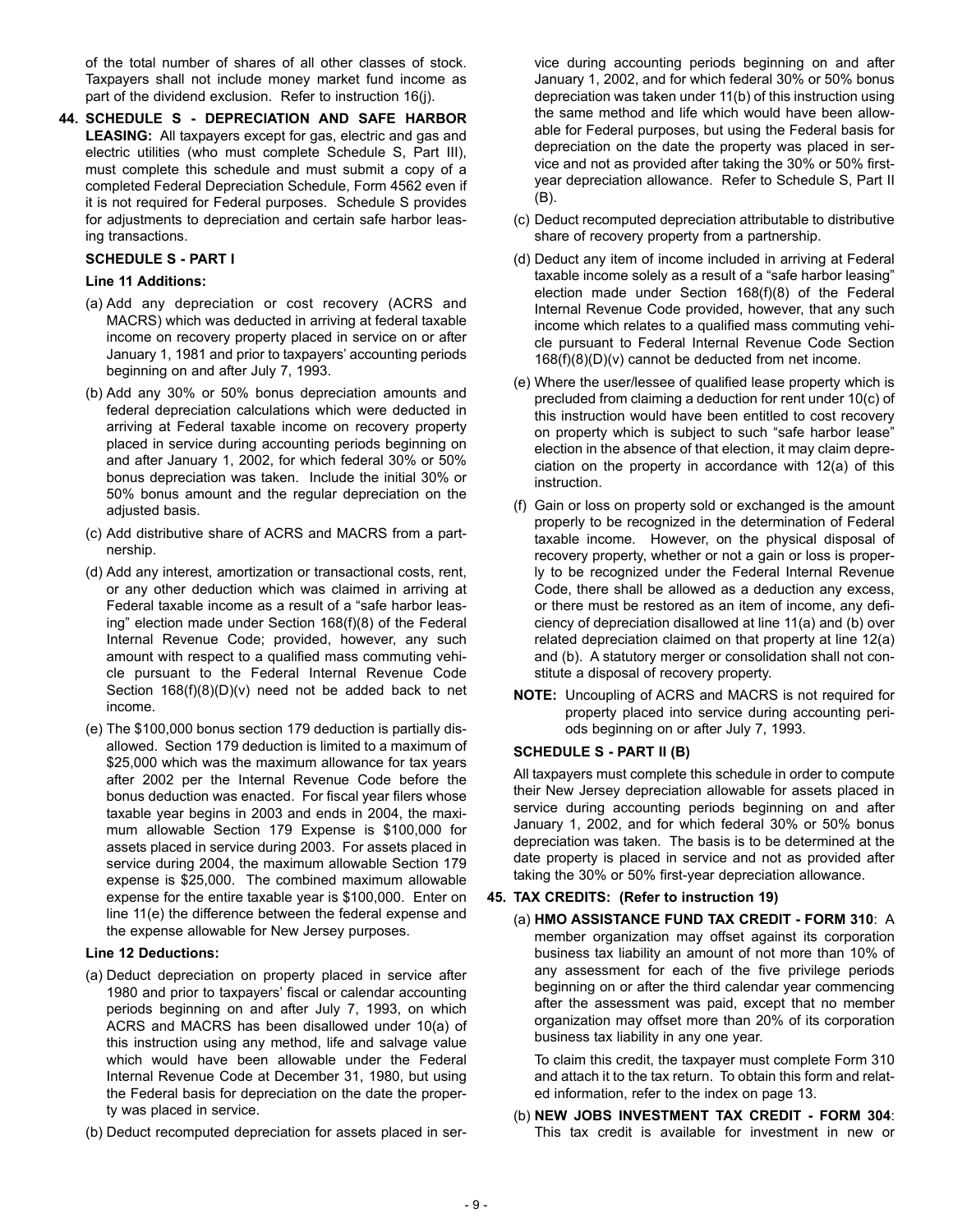of the total number of shares of all other classes of stock. Taxpayers shall not include money market fund income as part of the dividend exclusion. Refer to instruction 16(j).

**44. SCHEDULE S - DEPRECIATION AND SAFE HARBOR LEASING:** All taxpayers except for gas, electric and gas and electric utilities (who must complete Schedule S, Part III), must complete this schedule and must submit a copy of a completed Federal Depreciation Schedule, Form 4562 even if it is not required for Federal purposes. Schedule S provides for adjustments to depreciation and certain safe harbor leasing transactions.

**SCHEDULE S - PART I**

**Line 11 Additions:**

(a) Add any depreciation or cost recovery (ACRS and MACRS) which was deducted in arriving at federal taxable income on recovery property placed in service on or after January 1, 1981 and prior to taxpayers' accounting periods beginning on and after July 7, 1993.

(b) Add any 30% or 50% bonus depreciation amounts and federal depreciation calculations which were deducted in arriving at Federal taxable income on recovery property placed in service during accounting periods beginning on and after January 1, 2002, for which federal 30% or 50% bonus depreciation was taken. Include the initial 30% or 50% bonus amount and the regular depreciation on the adjusted basis.

(c) Add distributive share of ACRS and MACRS from a partnership.

(d) Add any interest, amortization or transactional costs, rent, or any other deduction which was claimed in arriving at Federal taxable income as a result of a "safe harbor leasing" election made under Section 168(f)(8) of the Federal Internal Revenue Code; provided, however, any such amount with respect to a qualified mass commuting vehicle pursuant to the Federal Internal Revenue Code Section 168(f)(8)(D)(v) need not be added back to net income.

(e) The $100,000 bonus section 179 deduction is partially disallowed. Section 179 deduction is limited to a maximum of $25,000 which was the maximum allowance for tax years after 2002 per the Internal Revenue Code before the bonus deduction was enacted. For fiscal year filers whose taxable year begins in 2003 and ends in 2004, the maximum allowable Section 179 Expense is $100,000 for assets placed in service during 2003. For assets placed in service during 2004, the maximum allowable Section 179 expense is $25,000. The combined maximum allowable expense for the entire taxable year is $100,000. Enter on line 11(e) the difference between the federal expense and the expense allowable for New Jersey purposes.

**Line 12 Deductions:**

(a) Deduct depreciation on property placed in service after 1980 and prior to taxpayers' fiscal or calendar accounting periods beginning on and after July 7, 1993, on which ACRS and MACRS has been disallowed under 10(a) of this instruction using any method, life and salvage value which would have been allowable under the Federal Internal Revenue Code at December 31, 1980, but using the Federal basis for depreciation on the date the property was placed in service.

(b) Deduct recomputed depreciation for assets placed in service during accounting periods beginning on and after January 1, 2002, and for which federal 30% or 50% bonus depreciation was taken under 11(b) of this instruction using the same method and life which would have been allowable for Federal purposes, but using the Federal basis for depreciation on the date the property was placed in service and not as provided after taking the 30% or 50% first-year depreciation allowance. Refer to Schedule S, Part II (B).

(c) Deduct recomputed depreciation attributable to distributive share of recovery property from a partnership.

(d) Deduct any item of income included in arriving at Federal taxable income solely as a result of a "safe harbor leasing" election made under Section 168(f)(8) of the Federal Internal Revenue Code provided, however, that any such income which relates to a qualified mass commuting vehicle pursuant to Federal Internal Revenue Code Section 168(f)(8)(D)(v) cannot be deducted from net income.

(e) Where the user/lessee of qualified lease property which is precluded from claiming a deduction for rent under 10(c) of this instruction would have been entitled to cost recovery on property which is subject to such "safe harbor lease" election in the absence of that election, it may claim depreciation on the property in accordance with 12(a) of this instruction.

(f) Gain or loss on property sold or exchanged is the amount properly to be recognized in the determination of Federal taxable income. However, on the physical disposal of recovery property, whether or not a gain or loss is properly to be recognized under the Federal Internal Revenue Code, there shall be allowed as a deduction any excess, or there must be restored as an item of income, any deficiency of depreciation disallowed at line 11(a) and (b) over related depreciation claimed on that property at line 12(a) and (b). A statutory merger or consolidation shall not constitute a disposal of recovery property.

**NOTE:** Uncoupling of ACRS and MACRS is not required for property placed into service during accounting periods beginning on or after July 7, 1993.

**SCHEDULE S - PART II (B)**

All taxpayers must complete this schedule in order to compute their New Jersey depreciation allowable for assets placed in service during accounting periods beginning on and after January 1, 2002, and for which federal 30% or 50% bonus depreciation was taken. The basis is to be determined at the date property is placed in service and not as provided after taking the 30% or 50% first-year depreciation allowance.

**45. TAX CREDITS: (Refer to instruction 19)**

(a) **HMO ASSISTANCE FUND TAX CREDIT - FORM 310**: A member organization may offset against its corporation business tax liability an amount of not more than 10% of any assessment for each of the five privilege periods beginning on or after the third calendar year commencing after the assessment was paid, except that no member organization may offset more than 20% of its corporation business tax liability in any one year.

To claim this credit, the taxpayer must complete Form 310 and attach it to the tax return. To obtain this form and related information, refer to the index on page 13.

(b) **NEW JOBS INVESTMENT TAX CREDIT - FORM 304**: This tax credit is available for investment in new or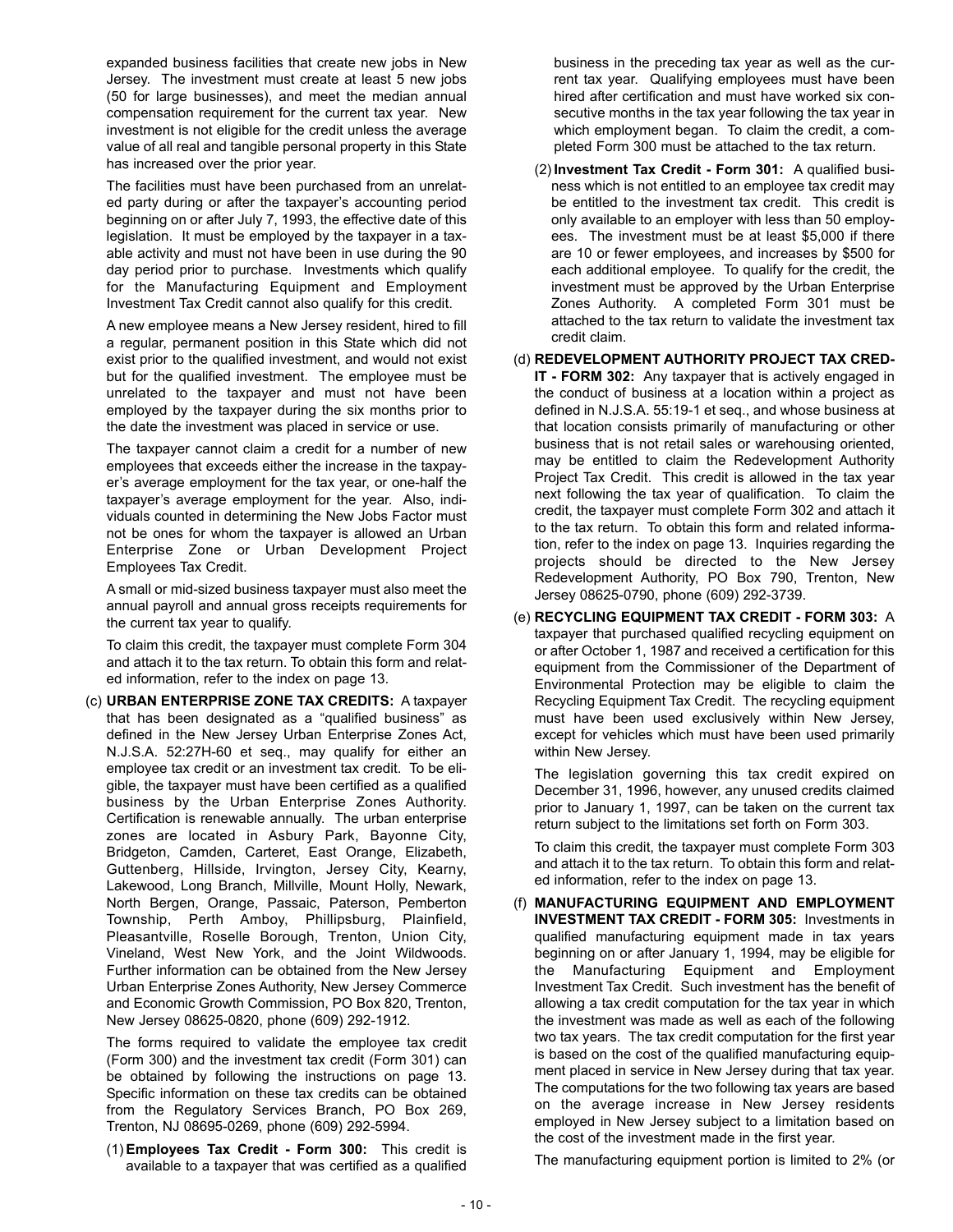expanded business facilities that create new jobs in New Jersey. The investment must create at least 5 new jobs (50 for large businesses), and meet the median annual compensation requirement for the current tax year. New investment is not eligible for the credit unless the average value of all real and tangible personal property in this State has increased over the prior year.

The facilities must have been purchased from an unrelated party during or after the taxpayer's accounting period beginning on or after July 7, 1993, the effective date of this legislation. It must be employed by the taxpayer in a taxable activity and must not have been in use during the 90 day period prior to purchase. Investments which qualify for the Manufacturing Equipment and Employment Investment Tax Credit cannot also qualify for this credit.

A new employee means a New Jersey resident, hired to fill a regular, permanent position in this State which did not exist prior to the qualified investment, and would not exist but for the qualified investment. The employee must be unrelated to the taxpayer and must not have been employed by the taxpayer during the six months prior to the date the investment was placed in service or use.

The taxpayer cannot claim a credit for a number of new employees that exceeds either the increase in the taxpayer's average employment for the tax year, or one-half the taxpayer's average employment for the year. Also, individuals counted in determining the New Jobs Factor must not be ones for whom the taxpayer is allowed an Urban Enterprise Zone or Urban Development Project Employees Tax Credit.

A small or mid-sized business taxpayer must also meet the annual payroll and annual gross receipts requirements for the current tax year to qualify.

To claim this credit, the taxpayer must complete Form 304 and attach it to the tax return. To obtain this form and related information, refer to the index on page 13.

(c) **URBAN ENTERPRISE ZONE TAX CREDITS:** A taxpayer that has been designated as a "qualified business" as defined in the New Jersey Urban Enterprise Zones Act, N.J.S.A. 52:27H-60 et seq., may qualify for either an employee tax credit or an investment tax credit. To be eligible, the taxpayer must have been certified as a qualified business by the Urban Enterprise Zones Authority. Certification is renewable annually. The urban enterprise zones are located in Asbury Park, Bayonne City, Bridgeton, Camden, Carteret, East Orange, Elizabeth, Guttenberg, Hillside, Irvington, Jersey City, Kearny, Lakewood, Long Branch, Millville, Mount Holly, Newark, North Bergen, Orange, Passaic, Paterson, Pemberton Township, Perth Amboy, Phillipsburg, Plainfield, Pleasantville, Roselle Borough, Trenton, Union City, Vineland, West New York, and the Joint Wildwoods. Further information can be obtained from the New Jersey Urban Enterprise Zones Authority, New Jersey Commerce and Economic Growth Commission, PO Box 820, Trenton, New Jersey 08625-0820, phone (609) 292-1912.

The forms required to validate the employee tax credit (Form 300) and the investment tax credit (Form 301) can be obtained by following the instructions on page 13. Specific information on these tax credits can be obtained from the Regulatory Services Branch, PO Box 269, Trenton, NJ 08695-0269, phone (609) 292-5994.

(1) **Employees Tax Credit - Form 300:** This credit is available to a taxpayer that was certified as a qualified business in the preceding tax year as well as the current tax year. Qualifying employees must have been hired after certification and must have worked six consecutive months in the tax year following the tax year in which employment began. To claim the credit, a completed Form 300 must be attached to the tax return.

(2) **Investment Tax Credit - Form 301:** A qualified business which is not entitled to an employee tax credit may be entitled to the investment tax credit. This credit is only available to an employer with less than 50 employees. The investment must be at least $5,000 if there are 10 or fewer employees, and increases by $500 for each additional employee. To qualify for the credit, the investment must be approved by the Urban Enterprise Zones Authority. A completed Form 301 must be attached to the tax return to validate the investment tax credit claim.

(d) **REDEVELOPMENT AUTHORITY PROJECT TAX CREDIT - FORM 302:** Any taxpayer that is actively engaged in the conduct of business at a location within a project as defined in N.J.S.A. 55:19-1 et seq., and whose business at that location consists primarily of manufacturing or other business that is not retail sales or warehousing oriented, may be entitled to claim the Redevelopment Authority Project Tax Credit. This credit is allowed in the tax year next following the tax year of qualification. To claim the credit, the taxpayer must complete Form 302 and attach it to the tax return. To obtain this form and related information, refer to the index on page 13. Inquiries regarding the projects should be directed to the New Jersey Redevelopment Authority, PO Box 790, Trenton, New Jersey 08625-0790, phone (609) 292-3739.

(e) **RECYCLING EQUIPMENT TAX CREDIT - FORM 303:** A taxpayer that purchased qualified recycling equipment on or after October 1, 1987 and received a certification for this equipment from the Commissioner of the Department of Environmental Protection may be eligible to claim the Recycling Equipment Tax Credit. The recycling equipment must have been used exclusively within New Jersey, except for vehicles which must have been used primarily within New Jersey.

The legislation governing this tax credit expired on December 31, 1996, however, any unused credits claimed prior to January 1, 1997, can be taken on the current tax return subject to the limitations set forth on Form 303.

To claim this credit, the taxpayer must complete Form 303 and attach it to the tax return. To obtain this form and related information, refer to the index on page 13.

(f) **MANUFACTURING EQUIPMENT AND EMPLOYMENT INVESTMENT TAX CREDIT - FORM 305:** Investments in qualified manufacturing equipment made in tax years beginning on or after January 1, 1994, may be eligible for the Manufacturing Equipment and Employment Investment Tax Credit. Such investment has the benefit of allowing a tax credit computation for the tax year in which the investment was made as well as each of the following two tax years. The tax credit computation for the first year is based on the cost of the qualified manufacturing equipment placed in service in New Jersey during that tax year. The computations for the two following tax years are based on the average increase in New Jersey residents employed in New Jersey subject to a limitation based on the cost of the investment made in the first year.

The manufacturing equipment portion is limited to 2% (or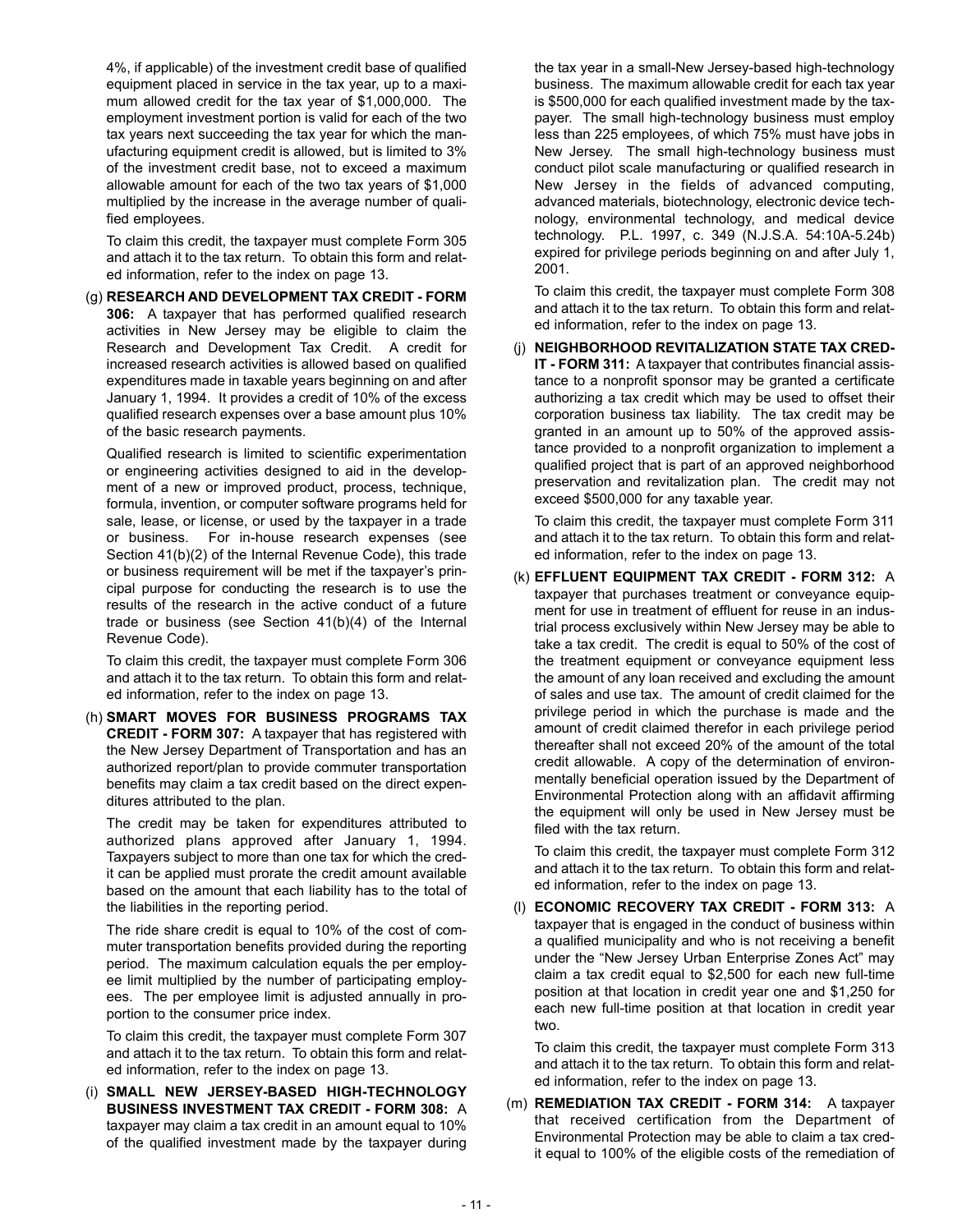4%, if applicable) of the investment credit base of qualified equipment placed in service in the tax year, up to a maximum allowed credit for the tax year of $1,000,000. The employment investment portion is valid for each of the two tax years next succeeding the tax year for which the manufacturing equipment credit is allowed, but is limited to 3% of the investment credit base, not to exceed a maximum allowable amount for each of the two tax years of $1,000 multiplied by the increase in the average number of qualified employees.

To claim this credit, the taxpayer must complete Form 305 and attach it to the tax return. To obtain this form and related information, refer to the index on page 13.

(g) **RESEARCH AND DEVELOPMENT TAX CREDIT - FORM 306:** A taxpayer that has performed qualified research activities in New Jersey may be eligible to claim the Research and Development Tax Credit. A credit for increased research activities is allowed based on qualified expenditures made in taxable years beginning on and after January 1, 1994. It provides a credit of 10% of the excess qualified research expenses over a base amount plus 10% of the basic research payments.

Qualified research is limited to scientific experimentation or engineering activities designed to aid in the development of a new or improved product, process, technique, formula, invention, or computer software programs held for sale, lease, or license, or used by the taxpayer in a trade or business. For in-house research expenses (see Section 41(b)(2) of the Internal Revenue Code), this trade or business requirement will be met if the taxpayer's principal purpose for conducting the research is to use the results of the research in the active conduct of a future trade or business (see Section 41(b)(4) of the Internal Revenue Code).

To claim this credit, the taxpayer must complete Form 306 and attach it to the tax return. To obtain this form and related information, refer to the index on page 13.

(h) **SMART MOVES FOR BUSINESS PROGRAMS TAX CREDIT - FORM 307:** A taxpayer that has registered with the New Jersey Department of Transportation and has an authorized report/plan to provide commuter transportation benefits may claim a tax credit based on the direct expenditures attributed to the plan.

The credit may be taken for expenditures attributed to authorized plans approved after January 1, 1994. Taxpayers subject to more than one tax for which the credit can be applied must prorate the credit amount available based on the amount that each liability has to the total of the liabilities in the reporting period.

The ride share credit is equal to 10% of the cost of commuter transportation benefits provided during the reporting period. The maximum calculation equals the per employee limit multiplied by the number of participating employees. The per employee limit is adjusted annually in proportion to the consumer price index.

To claim this credit, the taxpayer must complete Form 307 and attach it to the tax return. To obtain this form and related information, refer to the index on page 13.

(i) **SMALL NEW JERSEY-BASED HIGH-TECHNOLOGY BUSINESS INVESTMENT TAX CREDIT - FORM 308:** A taxpayer may claim a tax credit in an amount equal to 10% of the qualified investment made by the taxpayer during the tax year in a small-New Jersey-based high-technology business. The maximum allowable credit for each tax year is $500,000 for each qualified investment made by the taxpayer. The small high-technology business must employ less than 225 employees, of which 75% must have jobs in New Jersey. The small high-technology business must conduct pilot scale manufacturing or qualified research in New Jersey in the fields of advanced computing, advanced materials, biotechnology, electronic device technology, environmental technology, and medical device technology. P.L. 1997, c. 349 (N.J.S.A. 54:10A-5.24b) expired for privilege periods beginning on and after July 1, 2001.

To claim this credit, the taxpayer must complete Form 308 and attach it to the tax return. To obtain this form and related information, refer to the index on page 13.

(j) **NEIGHBORHOOD REVITALIZATION STATE TAX CREDIT - FORM 311:** A taxpayer that contributes financial assistance to a nonprofit sponsor may be granted a certificate authorizing a tax credit which may be used to offset their corporation business tax liability. The tax credit may be granted in an amount up to 50% of the approved assistance provided to a nonprofit organization to implement a qualified project that is part of an approved neighborhood preservation and revitalization plan. The credit may not exceed $500,000 for any taxable year.

To claim this credit, the taxpayer must complete Form 311 and attach it to the tax return. To obtain this form and related information, refer to the index on page 13.

(k) **EFFLUENT EQUIPMENT TAX CREDIT - FORM 312:** A taxpayer that purchases treatment or conveyance equipment for use in treatment of effluent for reuse in an industrial process exclusively within New Jersey may be able to take a tax credit. The credit is equal to 50% of the cost of the treatment equipment or conveyance equipment less the amount of any loan received and excluding the amount of sales and use tax. The amount of credit claimed for the privilege period in which the purchase is made and the amount of credit claimed therefor in each privilege period thereafter shall not exceed 20% of the amount of the total credit allowable. A copy of the determination of environmentally beneficial operation issued by the Department of Environmental Protection along with an affidavit affirming the equipment will only be used in New Jersey must be filed with the tax return.

To claim this credit, the taxpayer must complete Form 312 and attach it to the tax return. To obtain this form and related information, refer to the index on page 13.

(l) **ECONOMIC RECOVERY TAX CREDIT - FORM 313:** A taxpayer that is engaged in the conduct of business within a qualified municipality and who is not receiving a benefit under the "New Jersey Urban Enterprise Zones Act" may claim a tax credit equal to $2,500 for each new full-time position at that location in credit year one and $1,250 for each new full-time position at that location in credit year two.

To claim this credit, the taxpayer must complete Form 313 and attach it to the tax return. To obtain this form and related information, refer to the index on page 13.

(m) **REMEDIATION TAX CREDIT - FORM 314:** A taxpayer that received certification from the Department of Environmental Protection may be able to claim a tax credit equal to 100% of the eligible costs of the remediation of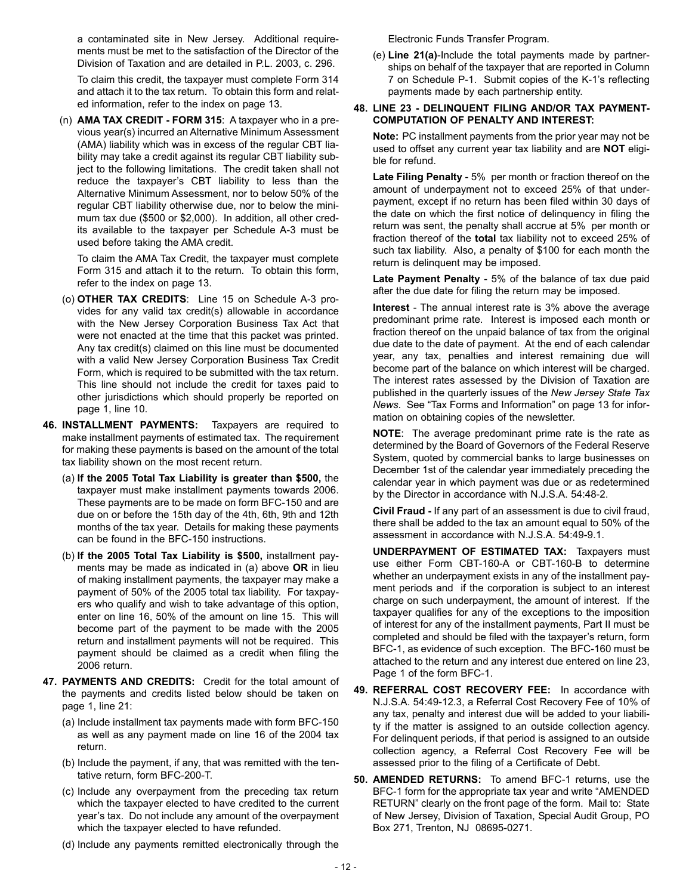a contaminated site in New Jersey. Additional requirements must be met to the satisfaction of the Director of the Division of Taxation and are detailed in P.L. 2003, c. 296.

To claim this credit, the taxpayer must complete Form 314 and attach it to the tax return. To obtain this form and related information, refer to the index on page 13.

(n) **AMA TAX CREDIT - FORM 315**: A taxpayer who in a previous year(s) incurred an Alternative Minimum Assessment (AMA) liability which was in excess of the regular CBT liability may take a credit against its regular CBT liability subject to the following limitations. The credit taken shall not reduce the taxpayer's CBT liability to less than the Alternative Minimum Assessment, nor to below 50% of the regular CBT liability otherwise due, nor to below the minimum tax due ($500 or $2,000). In addition, all other credits available to the taxpayer per Schedule A-3 must be used before taking the AMA credit.

To claim the AMA Tax Credit, the taxpayer must complete Form 315 and attach it to the return. To obtain this form, refer to the index on page 13.

(o) **OTHER TAX CREDITS**: Line 15 on Schedule A-3 provides for any valid tax credit(s) allowable in accordance with the New Jersey Corporation Business Tax Act that were not enacted at the time that this packet was printed. Any tax credit(s) claimed on this line must be documented with a valid New Jersey Corporation Business Tax Credit Form, which is required to be submitted with the tax return. This line should not include the credit for taxes paid to other jurisdictions which should properly be reported on page 1, line 10.

**46. INSTALLMENT PAYMENTS:** Taxpayers are required to make installment payments of estimated tax. The requirement for making these payments is based on the amount of the total tax liability shown on the most recent return.

(a) **If the 2005 Total Tax Liability is greater than $500,** the taxpayer must make installment payments towards 2006. These payments are to be made on form BFC-150 and are due on or before the 15th day of the 4th, 6th, 9th and 12th months of the tax year. Details for making these payments can be found in the BFC-150 instructions.

(b) **If the 2005 Total Tax Liability is $500,** installment payments may be made as indicated in (a) above **OR** in lieu of making installment payments, the taxpayer may make a payment of 50% of the 2005 total tax liability. For taxpayers who qualify and wish to take advantage of this option, enter on line 16, 50% of the amount on line 15. This will become part of the payment to be made with the 2005 return and installment payments will not be required. This payment should be claimed as a credit when filing the 2006 return.

**47. PAYMENTS AND CREDITS:** Credit for the total amount of the payments and credits listed below should be taken on page 1, line 21:

(a) Include installment tax payments made with form BFC-150 as well as any payment made on line 16 of the 2004 tax return.

(b) Include the payment, if any, that was remitted with the tentative return, form BFC-200-T.

(c) Include any overpayment from the preceding tax return which the taxpayer elected to have credited to the current year's tax. Do not include any amount of the overpayment which the taxpayer elected to have refunded.

(d) Include any payments remitted electronically through the Electronic Funds Transfer Program.

(e) **Line 21(a)**-Include the total payments made by partnerships on behalf of the taxpayer that are reported in Column 7 on Schedule P-1. Submit copies of the K-1's reflecting payments made by each partnership entity.

**48. LINE 23 - DELINQUENT FILING AND/OR TAX PAYMENT-COMPUTATION OF PENALTY AND INTEREST:**

**Note:** PC installment payments from the prior year may not be used to offset any current year tax liability and are **NOT** eligible for refund.

**Late Filing Penalty** - 5% per month or fraction thereof on the amount of underpayment not to exceed 25% of that underpayment, except if no return has been filed within 30 days of the date on which the first notice of delinquency in filing the return was sent, the penalty shall accrue at 5% per month or fraction thereof of the **total** tax liability not to exceed 25% of such tax liability. Also, a penalty of $100 for each month the return is delinquent may be imposed.

**Late Payment Penalty** - 5% of the balance of tax due paid after the due date for filing the return may be imposed.

**Interest** - The annual interest rate is 3% above the average predominant prime rate. Interest is imposed each month or fraction thereof on the unpaid balance of tax from the original due date to the date of payment. At the end of each calendar year, any tax, penalties and interest remaining due will become part of the balance on which interest will be charged. The interest rates assessed by the Division of Taxation are published in the quarterly issues of the *New Jersey State Tax News*. See "Tax Forms and Information" on page 13 for information on obtaining copies of the newsletter.

**NOTE**: The average predominant prime rate is the rate as determined by the Board of Governors of the Federal Reserve System, quoted by commercial banks to large businesses on December 1st of the calendar year immediately preceding the calendar year in which payment was due or as redetermined by the Director in accordance with N.J.S.A. 54:48-2.

**Civil Fraud -** If any part of an assessment is due to civil fraud, there shall be added to the tax an amount equal to 50% of the assessment in accordance with N.J.S.A. 54:49-9.1.

**UNDERPAYMENT OF ESTIMATED TAX:** Taxpayers must use either Form CBT-160-A or CBT-160-B to determine whether an underpayment exists in any of the installment payment periods and if the corporation is subject to an interest charge on such underpayment, the amount of interest. If the taxpayer qualifies for any of the exceptions to the imposition of interest for any of the installment payments, Part II must be completed and should be filed with the taxpayer's return, form BFC-1, as evidence of such exception. The BFC-160 must be attached to the return and any interest due entered on line 23, Page 1 of the form BFC-1.

**49. REFERRAL COST RECOVERY FEE:** In accordance with N.J.S.A. 54:49-12.3, a Referral Cost Recovery Fee of 10% of any tax, penalty and interest due will be added to your liability if the matter is assigned to an outside collection agency. For delinquent periods, if that period is assigned to an outside collection agency, a Referral Cost Recovery Fee will be assessed prior to the filing of a Certificate of Debt.

**50. AMENDED RETURNS:** To amend BFC-1 returns, use the BFC-1 form for the appropriate tax year and write "AMENDED RETURN" clearly on the front page of the form. Mail to: State of New Jersey, Division of Taxation, Special Audit Group, PO Box 271, Trenton, NJ 08695-0271.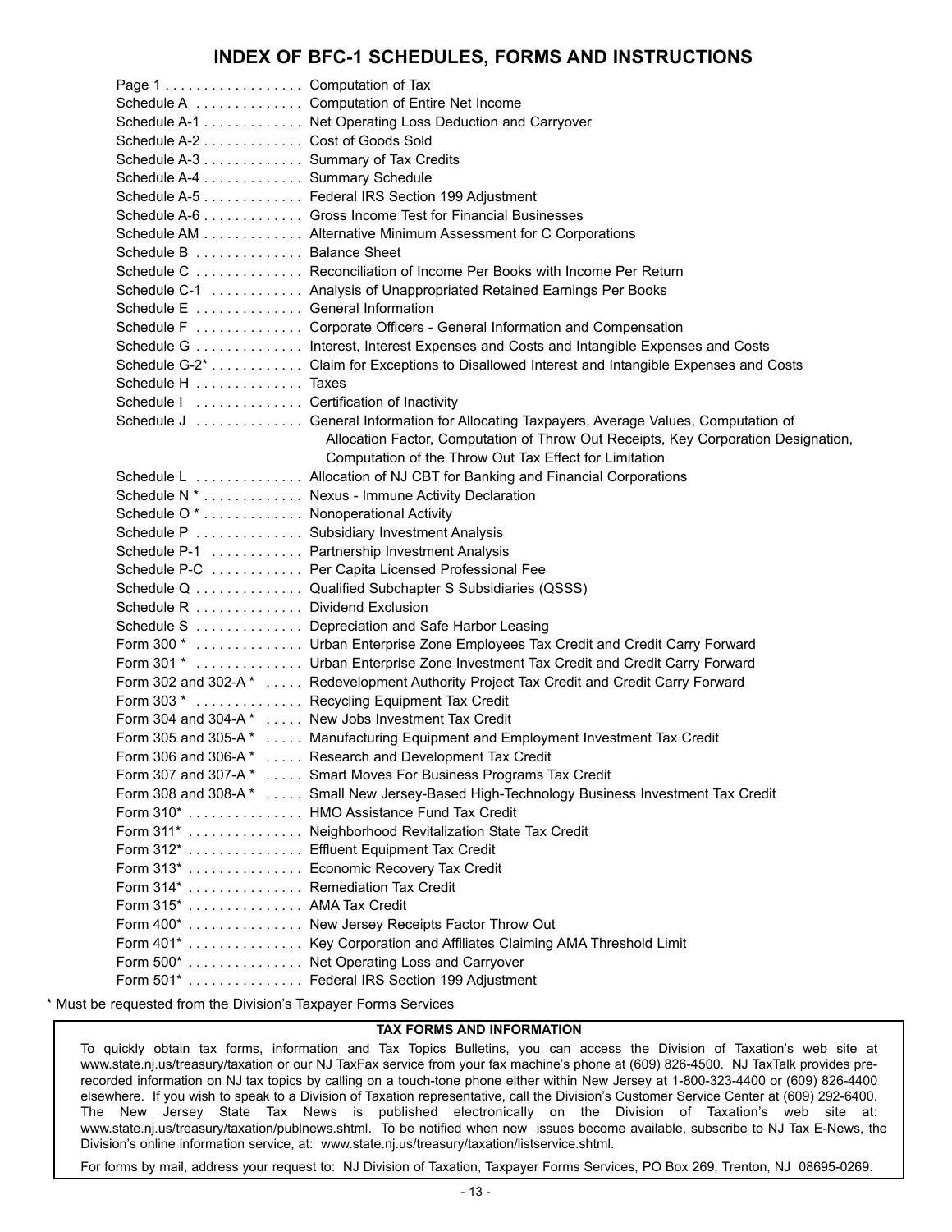# INDEX OF BFC-1 SCHEDULES, FORMS AND INSTRUCTIONS

| | |
|---|---|
| Page 1 | Computation of Tax |
| Schedule A | Computation of Entire Net Income |
| Schedule A-1 | Net Operating Loss Deduction and Carryover |
| Schedule A-2 | Cost of Goods Sold |
| Schedule A-3 | Summary of Tax Credits |
| Schedule A-4 | Summary Schedule |
| Schedule A-5 | Federal IRS Section 199 Adjustment |
| Schedule A-6 | Gross Income Test for Financial Businesses |
| Schedule AM | Alternative Minimum Assessment for C Corporations |
| Schedule B | Balance Sheet |
| Schedule C | Reconciliation of Income Per Books with Income Per Return |
| Schedule C-1 | Analysis of Unappropriated Retained Earnings Per Books |
| Schedule E | General Information |
| Schedule F | Corporate Officers - General Information and Compensation |
| Schedule G | Interest, Interest Expenses and Costs and Intangible Expenses and Costs |
| Schedule G-2* | Claim for Exceptions to Disallowed Interest and Intangible Expenses and Costs |
| Schedule H | Taxes |
| Schedule I | Certification of Inactivity |
| Schedule J | General Information for Allocating Taxpayers, Average Values, Computation of Allocation Factor, Computation of Throw Out Receipts, Key Corporation Designation, Computation of the Throw Out Tax Effect for Limitation |
| Schedule L | Allocation of NJ CBT for Banking and Financial Corporations |
| Schedule N * | Nexus - Immune Activity Declaration |
| Schedule O * | Nonoperational Activity |
| Schedule P | Subsidiary Investment Analysis |
| Schedule P-1 | Partnership Investment Analysis |
| Schedule P-C | Per Capita Licensed Professional Fee |
| Schedule Q | Qualified Subchapter S Subsidiaries (QSSS) |
| Schedule R | Dividend Exclusion |
| Schedule S | Depreciation and Safe Harbor Leasing |
| Form 300 * | Urban Enterprise Zone Employees Tax Credit and Credit Carry Forward |
| Form 301 * | Urban Enterprise Zone Investment Tax Credit and Credit Carry Forward |
| Form 302 and 302-A * | Redevelopment Authority Project Tax Credit and Credit Carry Forward |
| Form 303 * | Recycling Equipment Tax Credit |
| Form 304 and 304-A * | New Jobs Investment Tax Credit |
| Form 305 and 305-A * | Manufacturing Equipment and Employment Investment Tax Credit |
| Form 306 and 306-A * | Research and Development Tax Credit |
| Form 307 and 307-A * | Smart Moves For Business Programs Tax Credit |
| Form 308 and 308-A * | Small New Jersey-Based High-Technology Business Investment Tax Credit |
| Form 310* | HMO Assistance Fund Tax Credit |
| Form 311* | Neighborhood Revitalization State Tax Credit |
| Form 312* | Effluent Equipment Tax Credit |
| Form 313* | Economic Recovery Tax Credit |
| Form 314* | Remediation Tax Credit |
| Form 315* | AMA Tax Credit |
| Form 400* | New Jersey Receipts Factor Throw Out |
| Form 401* | Key Corporation and Affiliates Claiming AMA Threshold Limit |
| Form 500* | Net Operating Loss and Carryover |
| Form 501* | Federal IRS Section 199 Adjustment |

* Must be requested from the Division's Taxpayer Forms Services

**TAX FORMS AND INFORMATION**

To quickly obtain tax forms, information and Tax Topics Bulletins, you can access the Division of Taxation's web site at www.state.nj.us/treasury/taxation or our NJ TaxFax service from your fax machine's phone at (609) 826-4500. NJ TaxTalk provides pre-recorded information on NJ tax topics by calling on a touch-tone phone either within New Jersey at 1-800-323-4400 or (609) 826-4400 elsewhere. If you wish to speak to a Division of Taxation representative, call the Division's Customer Service Center at (609) 292-6400. The New Jersey State Tax News is published electronically on the Division of Taxation's web site at: www.state.nj.us/treasury/taxation/publnews.shtml. To be notified when new issues become available, subscribe to NJ Tax E-News, the Division's online information service, at: www.state.nj.us/treasury/taxation/listservice.shtml.

For forms by mail, address your request to: NJ Division of Taxation, Taxpayer Forms Services, PO Box 269, Trenton, NJ 08695-0269.